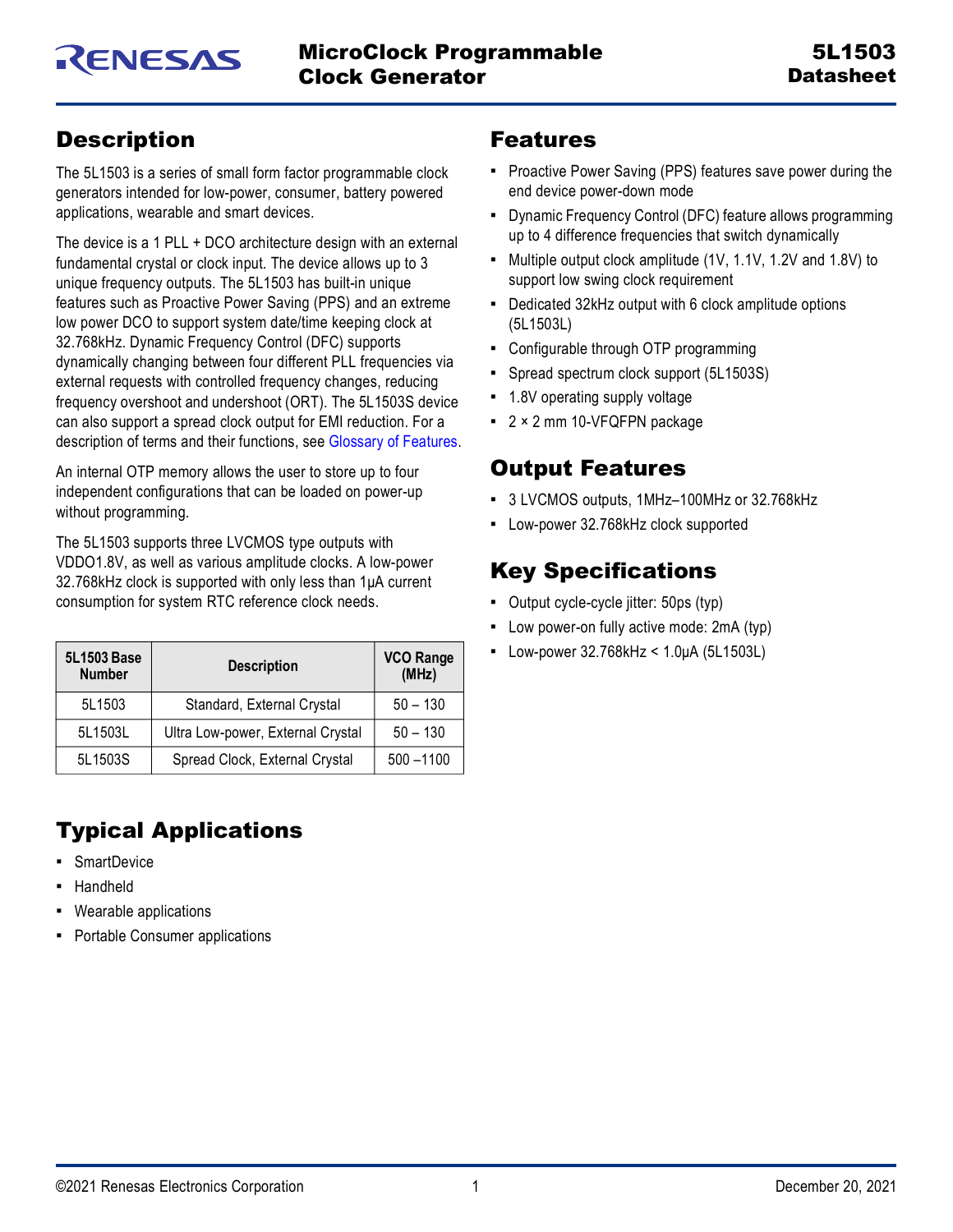# MicroClock Programmable Clock Generator

## 5L1503 Datasheet

## Description

The 5L1503 is a series of small form factor programmable clock generators intended for low-power, consumer, battery powered applications, wearable and smart devices.

The device is a 1 PLL + DCO architecture design with an external fundamental crystal or clock input. The device allows up to 3 unique frequency outputs. The 5L1503 has built-in unique features such as Proactive Power Saving (PPS) and an extreme low power DCO to support system date/time keeping clock at 32.768kHz. Dynamic Frequency Control (DFC) supports dynamically changing between four different PLL frequencies via external requests with controlled frequency changes, reducing frequency overshoot and undershoot (ORT). The 5L1503S device can also support a spread clock output for EMI reduction. For a description of terms and their functions, see Glossary of Features.

An internal OTP memory allows the user to store up to four independent configurations that can be loaded on power-up without programming.

The 5L1503 supports three LVCMOS type outputs with VDDO1.8V, as well as various amplitude clocks. A low-power 32.768kHz clock is supported with only less than 1µA current consumption for system RTC reference clock needs.

| 5L1503 Base Number | Description | VCO Range (MHz) |
|---|---|---|
| 5L1503 | Standard, External Crystal | 50 – 130 |
| 5L1503L | Ultra Low-power, External Crystal | 50 – 130 |
| 5L1503S | Spread Clock, External Crystal | 500 –1100 |

## Typical Applications

- SmartDevice
- Handheld
- Wearable applications
- Portable Consumer applications

## Features

- Proactive Power Saving (PPS) features save power during the end device power-down mode
- Dynamic Frequency Control (DFC) feature allows programming up to 4 difference frequencies that switch dynamically
- Multiple output clock amplitude (1V, 1.1V, 1.2V and 1.8V) to support low swing clock requirement
- Dedicated 32kHz output with 6 clock amplitude options (5L1503L)
- Configurable through OTP programming
- Spread spectrum clock support (5L1503S)
- 1.8V operating supply voltage
- 2 × 2 mm 10-VFQFPN package

## Output Features

- 3 LVCMOS outputs, 1MHz–100MHz or 32.768kHz
- Low-power 32.768kHz clock supported

## Key Specifications

- Output cycle-cycle jitter: 50ps (typ)
- Low power-on fully active mode: 2mA (typ)
- Low-power 32.768kHz < 1.0µA (5L1503L)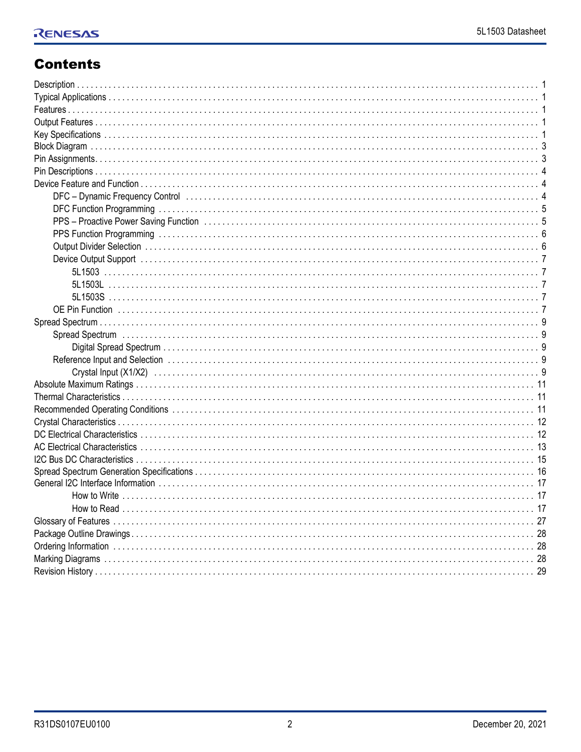# Contents

- Description 1
- Typical Applications 1
- Features 1
- Output Features 1
- Key Specifications 1
- Block Diagram 3
- Pin Assignments 3
- Pin Descriptions 4
- Device Feature and Function 4
  - DFC – Dynamic Frequency Control 4
  - DFC Function Programming 5
  - PPS – Proactive Power Saving Function 5
  - PPS Function Programming 6
  - Output Divider Selection 6
  - Device Output Support 7
    - 5L1503 7
    - 5L1503L 7
    - 5L1503S 7
  - OE Pin Function 7
- Spread Spectrum 9
  - Spread Spectrum 9
    - Digital Spread Spectrum 9
  - Reference Input and Selection 9
    - Crystal Input (X1/X2) 9
- Absolute Maximum Ratings 11
- Thermal Characteristics 11
- Recommended Operating Conditions 11
- Crystal Characteristics 12
- DC Electrical Characteristics 12
- AC Electrical Characteristics 13
- I2C Bus DC Characteristics 15
- Spread Spectrum Generation Specifications 16
- General I2C Interface Information 17
    - How to Write 17
    - How to Read 17
- Glossary of Features 27
- Package Outline Drawings 28
- Ordering Information 28
- Marking Diagrams 28
- Revision History 29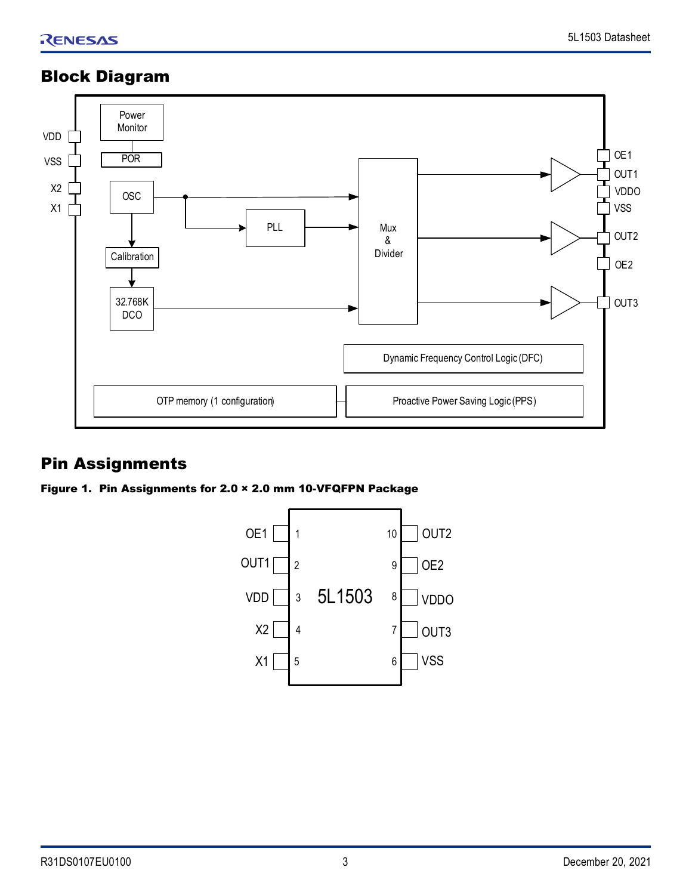## Block Diagram

## Pin Assignments

**Figure 1. Pin Assignments for 2.0 × 2.0 mm 10-VFQFPN Package**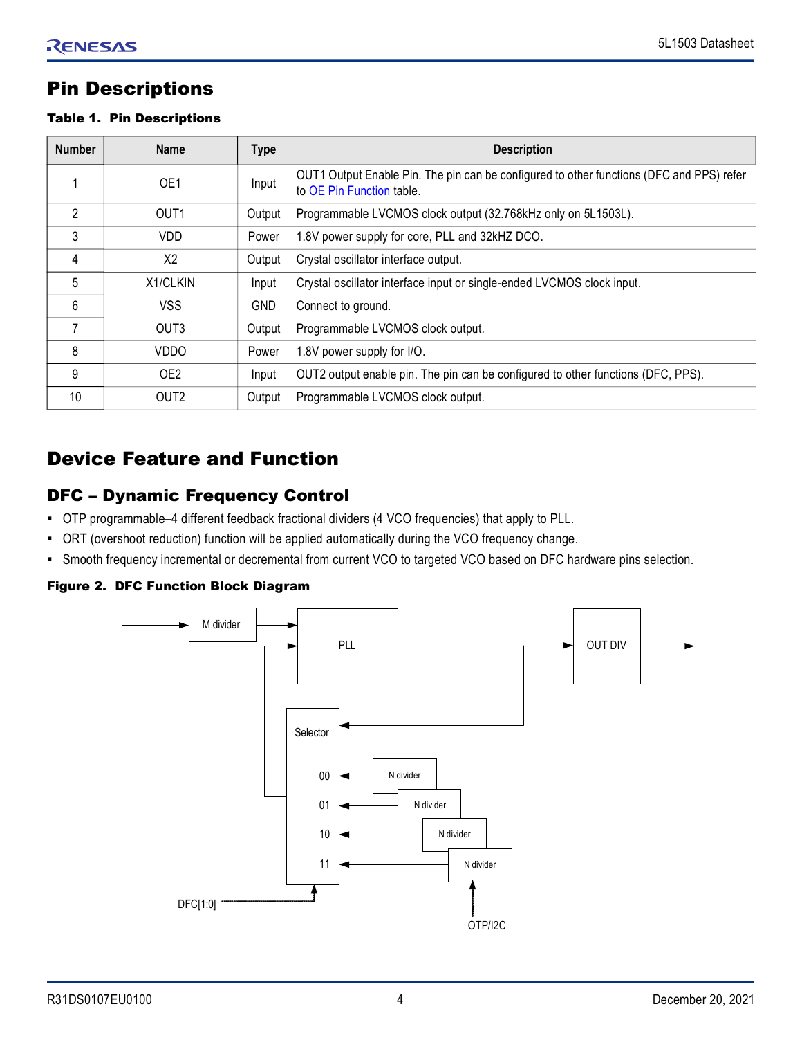# Pin Descriptions

**Table 1. Pin Descriptions**

| Number | Name | Type | Description |
|---|---|---|---|
| 1 | OE1 | Input | OUT1 Output Enable Pin. The pin can be configured to other functions (DFC and PPS) refer to OE Pin Function table. |
| 2 | OUT1 | Output | Programmable LVCMOS clock output (32.768kHz only on 5L1503L). |
| 3 | VDD | Power | 1.8V power supply for core, PLL and 32kHZ DCO. |
| 4 | X2 | Output | Crystal oscillator interface output. |
| 5 | X1/CLKIN | Input | Crystal oscillator interface input or single-ended LVCMOS clock input. |
| 6 | VSS | GND | Connect to ground. |
| 7 | OUT3 | Output | Programmable LVCMOS clock output. |
| 8 | VDDO | Power | 1.8V power supply for I/O. |
| 9 | OE2 | Input | OUT2 output enable pin. The pin can be configured to other functions (DFC, PPS). |
| 10 | OUT2 | Output | Programmable LVCMOS clock output. |

# Device Feature and Function

## DFC – Dynamic Frequency Control

- OTP programmable–4 different feedback fractional dividers (4 VCO frequencies) that apply to PLL.
- ORT (overshoot reduction) function will be applied automatically during the VCO frequency change.
- Smooth frequency incremental or decremental from current VCO to targeted VCO based on DFC hardware pins selection.

**Figure 2. DFC Function Block Diagram**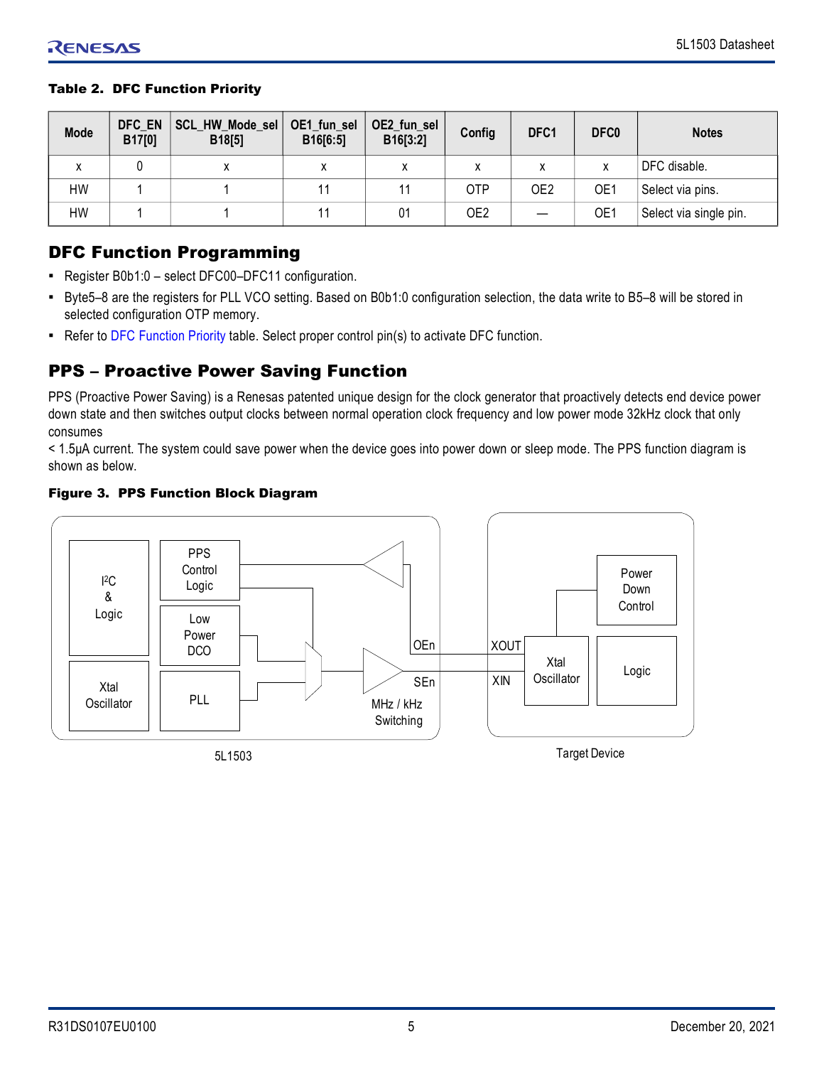**Table 2. DFC Function Priority**

| Mode | DFC_EN B17[0] | SCL_HW_Mode_sel B18[5] | OE1_fun_sel B16[6:5] | OE2_fun_sel B16[3:2] | Config | DFC1 | DFC0 | Notes |
|---|---|---|---|---|---|---|---|---|
| x | 0 | x | x | x | x | x | x | DFC disable. |
| HW | 1 | 1 | 11 | 11 | OTP | OE2 | OE1 | Select via pins. |
| HW | 1 | 1 | 11 | 01 | OE2 | — | OE1 | Select via single pin. |

## DFC Function Programming

- Register B0b1:0 – select DFC00–DFC11 configuration.
- Byte5–8 are the registers for PLL VCO setting. Based on B0b1:0 configuration selection, the data write to B5–8 will be stored in selected configuration OTP memory.
- Refer to DFC Function Priority table. Select proper control pin(s) to activate DFC function.

## PPS – Proactive Power Saving Function

PPS (Proactive Power Saving) is a Renesas patented unique design for the clock generator that proactively detects end device power down state and then switches output clocks between normal operation clock frequency and low power mode 32kHz clock that only consumes
< 1.5µA current. The system could save power when the device goes into power down or sleep mode. The PPS function diagram is shown as below.

**Figure 3. PPS Function Block Diagram**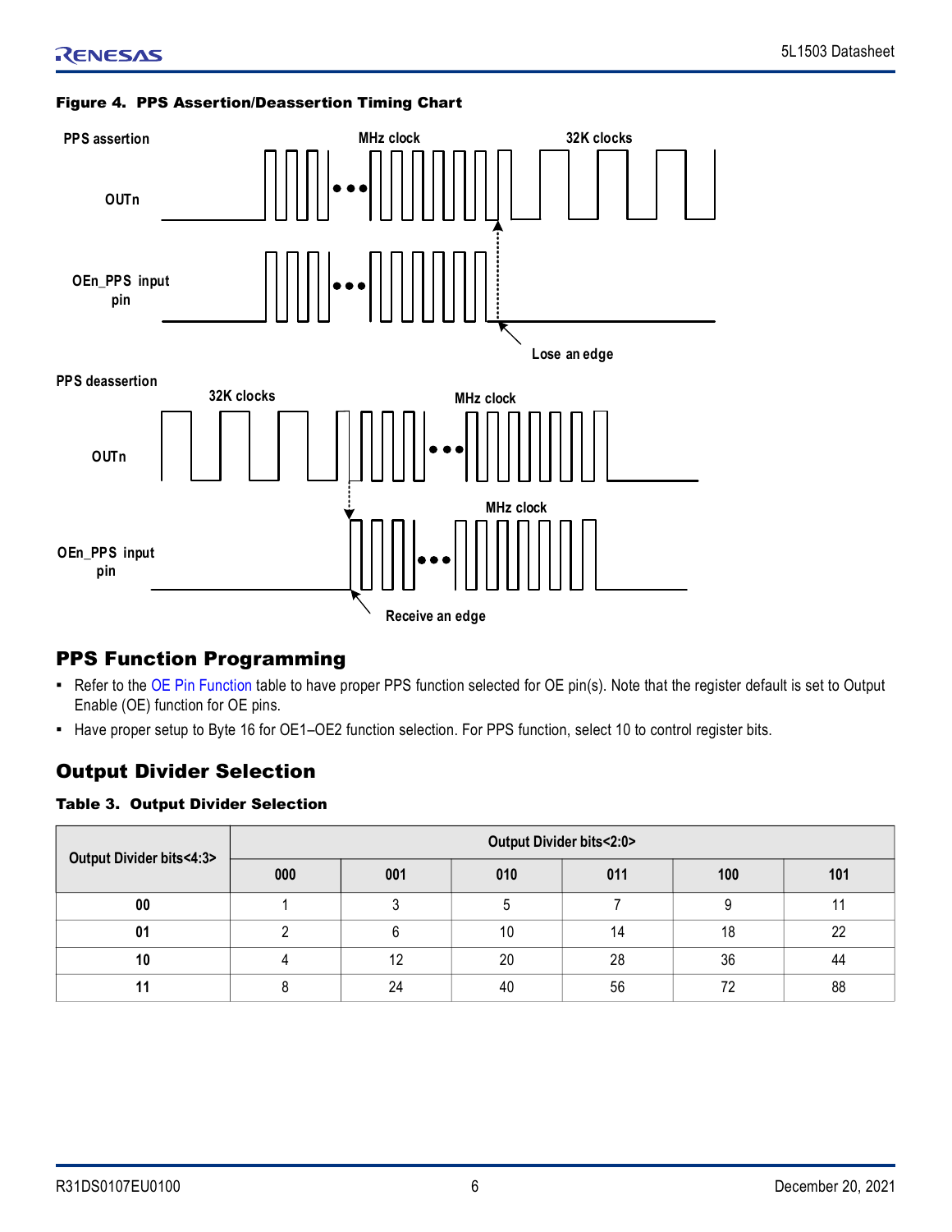**Figure 4. PPS Assertion/Deassertion Timing Chart**

## PPS Function Programming

- Refer to the OE Pin Function table to have proper PPS function selected for OE pin(s). Note that the register default is set to Output Enable (OE) function for OE pins.
- Have proper setup to Byte 16 for OE1–OE2 function selection. For PPS function, select 10 to control register bits.

## Output Divider Selection

**Table 3. Output Divider Selection**

| Output Divider bits<4:3> | Output Divider bits<2:0> | | | | | |
|---|---|---|---|---|---|---|
| | 000 | 001 | 010 | 011 | 100 | 101 |
| 00 | 1 | 3 | 5 | 7 | 9 | 11 |
| 01 | 2 | 6 | 10 | 14 | 18 | 22 |
| 10 | 4 | 12 | 20 | 28 | 36 | 44 |
| 11 | 8 | 24 | 40 | 56 | 72 | 88 |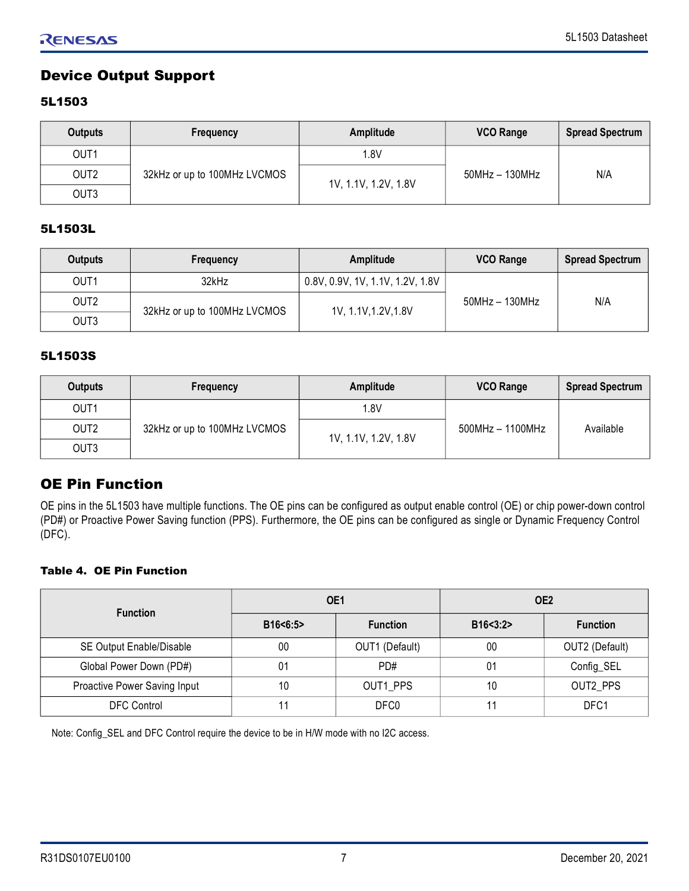## Device Output Support

### 5L1503

| Outputs | Frequency | Amplitude | VCO Range | Spread Spectrum |
|---|---|---|---|---|
| OUT1 | 32kHz or up to 100MHz LVCMOS | 1.8V | 50MHz – 130MHz | N/A |
| OUT2 | | 1V, 1.1V, 1.2V, 1.8V | | |
| OUT3 | | | | |

### 5L1503L

| Outputs | Frequency | Amplitude | VCO Range | Spread Spectrum |
|---|---|---|---|---|
| OUT1 | 32kHz | 0.8V, 0.9V, 1V, 1.1V, 1.2V, 1.8V | 50MHz – 130MHz | N/A |
| OUT2 | 32kHz or up to 100MHz LVCMOS | 1V, 1.1V,1.2V,1.8V | | |
| OUT3 | | | | |

### 5L1503S

| Outputs | Frequency | Amplitude | VCO Range | Spread Spectrum |
|---|---|---|---|---|
| OUT1 | 32kHz or up to 100MHz LVCMOS | 1.8V | 500MHz – 1100MHz | Available |
| OUT2 | | 1V, 1.1V, 1.2V, 1.8V | | |
| OUT3 | | | | |

## OE Pin Function

OE pins in the 5L1503 have multiple functions. The OE pins can be configured as output enable control (OE) or chip power-down control (PD#) or Proactive Power Saving function (PPS). Furthermore, the OE pins can be configured as single or Dynamic Frequency Control (DFC).

**Table 4. OE Pin Function**

| Function | OE1 | | OE2 | |
|---|---|---|---|---|
| | B16<6:5> | Function | B16<3:2> | Function |
| SE Output Enable/Disable | 00 | OUT1 (Default) | 00 | OUT2 (Default) |
| Global Power Down (PD#) | 01 | PD# | 01 | Config_SEL |
| Proactive Power Saving Input | 10 | OUT1_PPS | 10 | OUT2_PPS |
| DFC Control | 11 | DFC0 | 11 | DFC1 |

Note: Config_SEL and DFC Control require the device to be in H/W mode with no I2C access.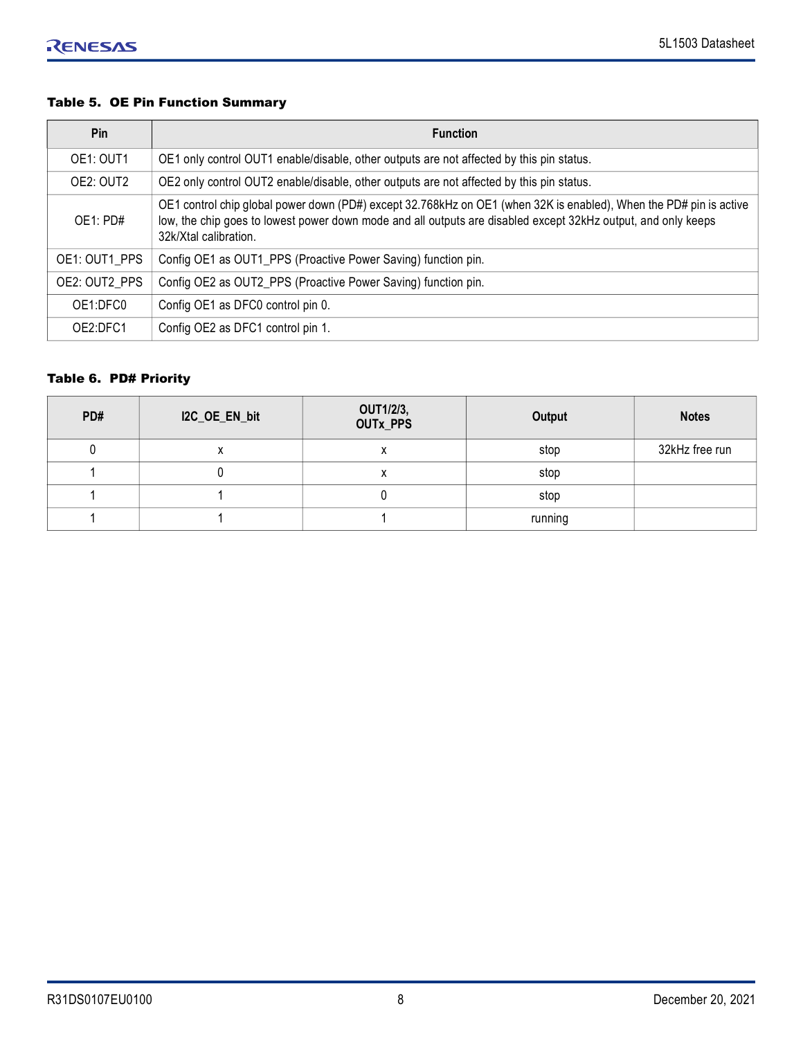**Table 5. OE Pin Function Summary**

| Pin | Function |
|---|---|
| OE1: OUT1 | OE1 only control OUT1 enable/disable, other outputs are not affected by this pin status. |
| OE2: OUT2 | OE2 only control OUT2 enable/disable, other outputs are not affected by this pin status. |
| OE1: PD# | OE1 control chip global power down (PD#) except 32.768kHz on OE1 (when 32K is enabled), When the PD# pin is active low, the chip goes to lowest power down mode and all outputs are disabled except 32kHz output, and only keeps 32k/Xtal calibration. |
| OE1: OUT1_PPS | Config OE1 as OUT1_PPS (Proactive Power Saving) function pin. |
| OE2: OUT2_PPS | Config OE2 as OUT2_PPS (Proactive Power Saving) function pin. |
| OE1:DFC0 | Config OE1 as DFC0 control pin 0. |
| OE2:DFC1 | Config OE2 as DFC1 control pin 1. |

**Table 6. PD# Priority**

| PD# | I2C_OE_EN_bit | OUT1/2/3, OUTx_PPS | Output | Notes |
|---|---|---|---|---|
| 0 | x | x | stop | 32kHz free run |
| 1 | 0 | x | stop | |
| 1 | 1 | 0 | stop | |
| 1 | 1 | 1 | running | |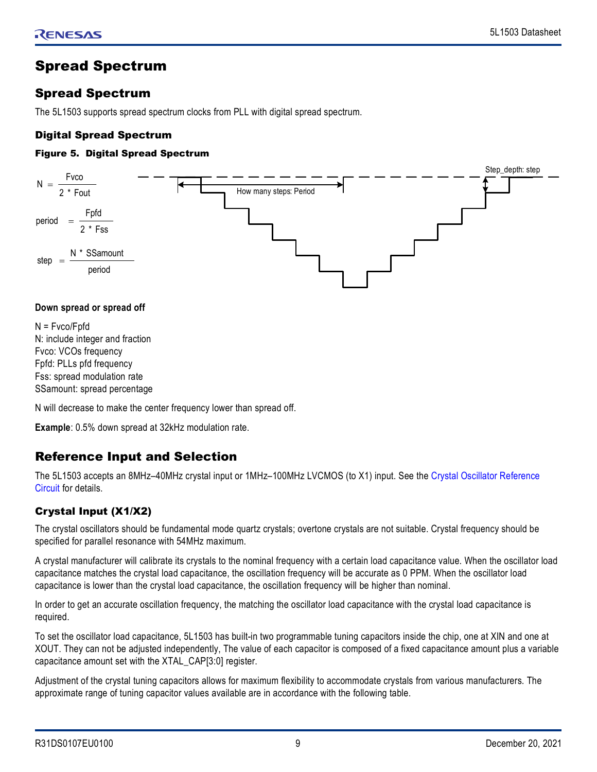# Spread Spectrum

## Spread Spectrum

The 5L1503 supports spread spectrum clocks from PLL with digital spread spectrum.

### Digital Spread Spectrum

**Figure 5. Digital Spread Spectrum**

$$N = \frac{Fvco}{2 * Fout}$$

$$period = \frac{Fpfd}{2 * Fss}$$

$$step = \frac{N * SSamount}{period}$$

Step_depth: step

How many steps: Period

**Down spread or spread off**

N = Fvco/Fpfd
N: include integer and fraction
Fvco: VCOs frequency
Fpfd: PLLs pfd frequency
Fss: spread modulation rate
SSamount: spread percentage

N will decrease to make the center frequency lower than spread off.

**Example**: 0.5% down spread at 32kHz modulation rate.

## Reference Input and Selection

The 5L1503 accepts an 8MHz–40MHz crystal input or 1MHz–100MHz LVCMOS (to X1) input. See the Crystal Oscillator Reference Circuit for details.

### Crystal Input (X1/X2)

The crystal oscillators should be fundamental mode quartz crystals; overtone crystals are not suitable. Crystal frequency should be specified for parallel resonance with 54MHz maximum.

A crystal manufacturer will calibrate its crystals to the nominal frequency with a certain load capacitance value. When the oscillator load capacitance matches the crystal load capacitance, the oscillation frequency will be accurate as 0 PPM. When the oscillator load capacitance is lower than the crystal load capacitance, the oscillation frequency will be higher than nominal.

In order to get an accurate oscillation frequency, the matching the oscillator load capacitance with the crystal load capacitance is required.

To set the oscillator load capacitance, 5L1503 has built-in two programmable tuning capacitors inside the chip, one at XIN and one at XOUT. They can not be adjusted independently, The value of each capacitor is composed of a fixed capacitance amount plus a variable capacitance amount set with the XTAL_CAP[3:0] register.

Adjustment of the crystal tuning capacitors allows for maximum flexibility to accommodate crystals from various manufacturers. The approximate range of tuning capacitor values available are in accordance with the following table.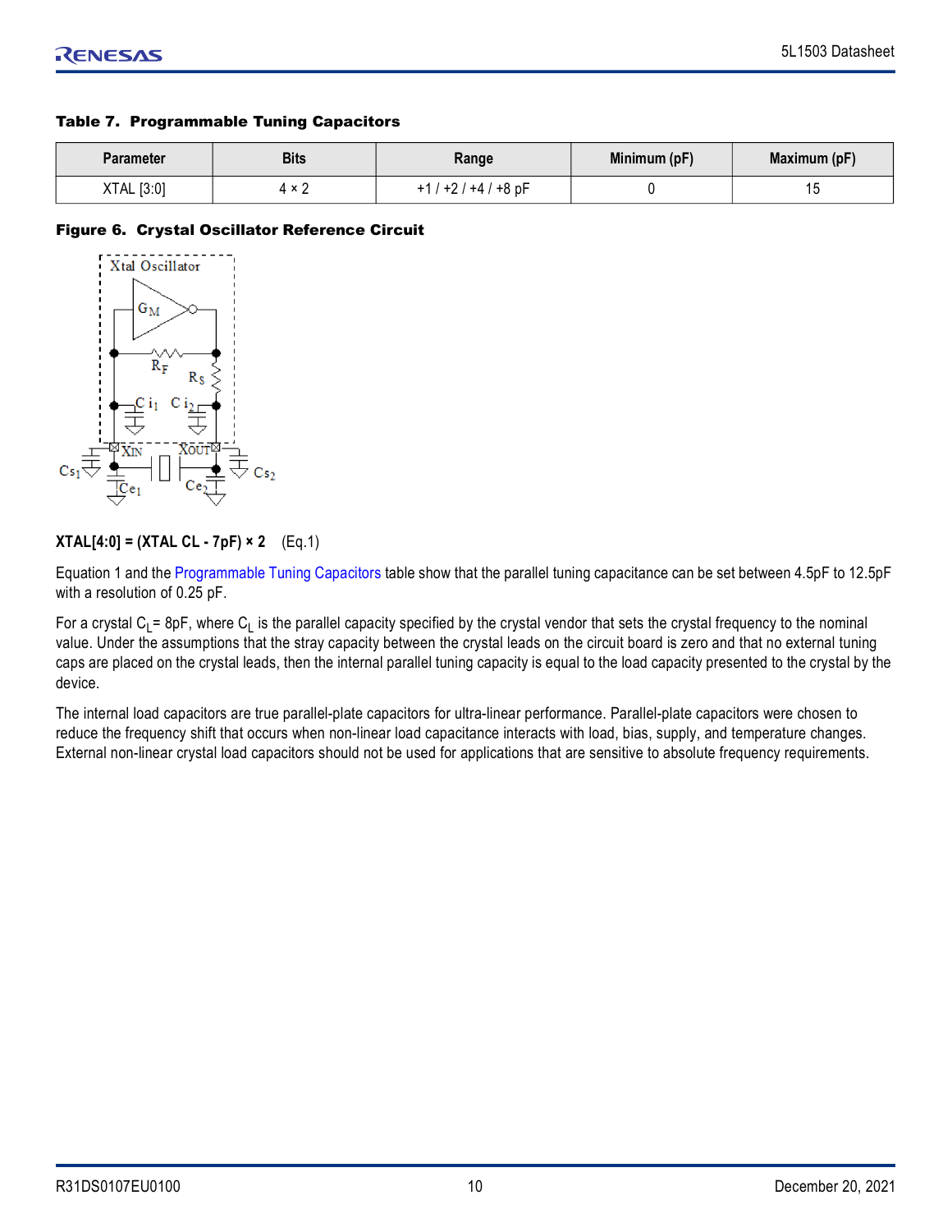**Table 7. Programmable Tuning Capacitors**

| Parameter | Bits | Range | Minimum (pF) | Maximum (pF) |
|---|---|---|---|---|
| XTAL [3:0] | 4 × 2 | +1 / +2 / +4 / +8 pF | 0 | 15 |

**Figure 6. Crystal Oscillator Reference Circuit**

**XTAL[4:0] = (XTAL CL - 7pF) × 2** (Eq.1)

Equation 1 and the Programmable Tuning Capacitors table show that the parallel tuning capacitance can be set between 4.5pF to 12.5pF with a resolution of 0.25 pF.

For a crystal $C_L$= 8pF, where $C_L$ is the parallel capacity specified by the crystal vendor that sets the crystal frequency to the nominal value. Under the assumptions that the stray capacity between the crystal leads on the circuit board is zero and that no external tuning caps are placed on the crystal leads, then the internal parallel tuning capacity is equal to the load capacity presented to the crystal by the device.

The internal load capacitors are true parallel-plate capacitors for ultra-linear performance. Parallel-plate capacitors were chosen to reduce the frequency shift that occurs when non-linear load capacitance interacts with load, bias, supply, and temperature changes. External non-linear crystal load capacitors should not be used for applications that are sensitive to absolute frequency requirements.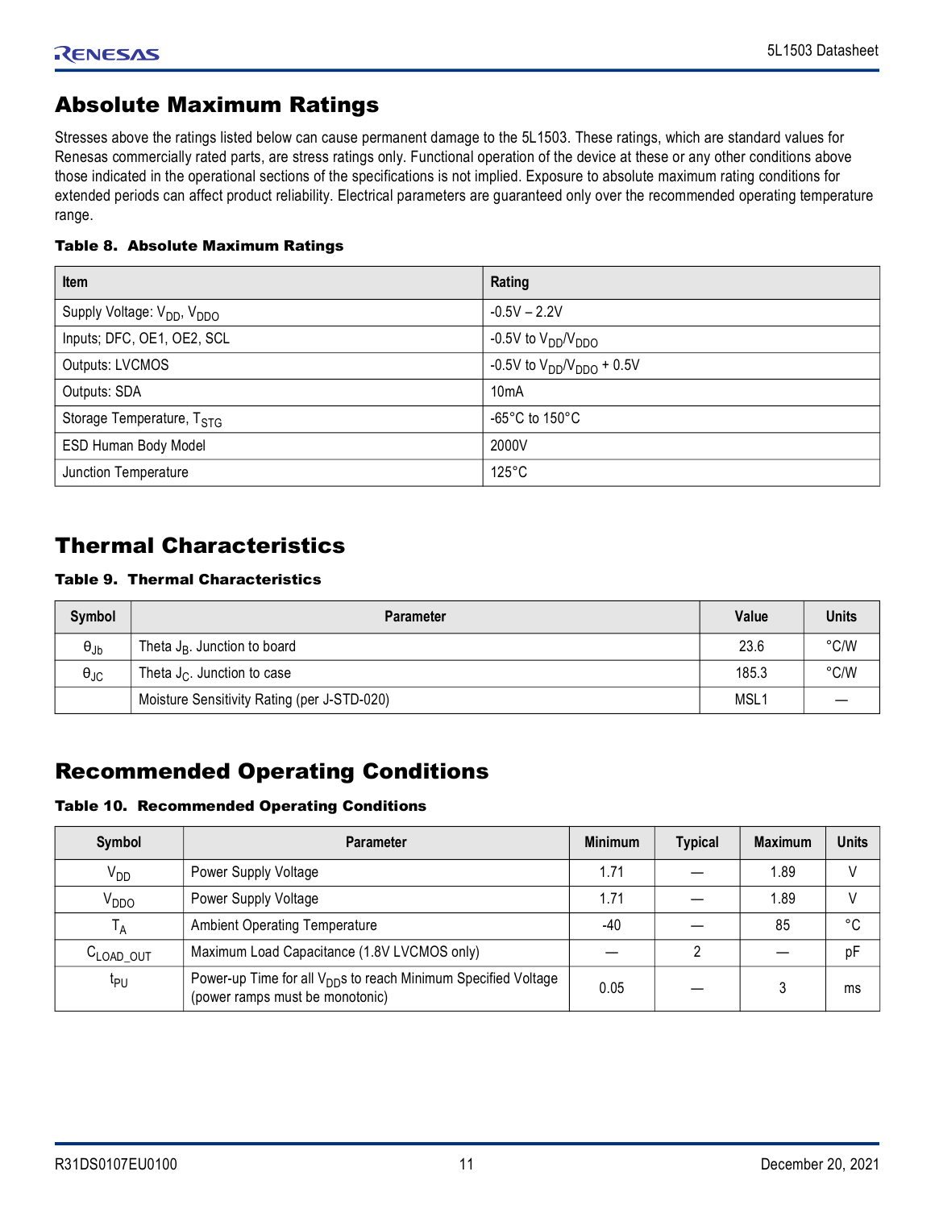## Absolute Maximum Ratings

Stresses above the ratings listed below can cause permanent damage to the 5L1503. These ratings, which are standard values for Renesas commercially rated parts, are stress ratings only. Functional operation of the device at these or any other conditions above those indicated in the operational sections of the specifications is not implied. Exposure to absolute maximum rating conditions for extended periods can affect product reliability. Electrical parameters are guaranteed only over the recommended operating temperature range.

**Table 8. Absolute Maximum Ratings**

| Item | Rating |
|---|---|
| Supply Voltage: $V_{DD}$, $V_{DDO}$ | -0.5V – 2.2V |
| Inputs; DFC, OE1, OE2, SCL | -0.5V to $V_{DD}/V_{DDO}$ |
| Outputs: LVCMOS | -0.5V to $V_{DD}/V_{DDO}$ + 0.5V |
| Outputs: SDA | 10mA |
| Storage Temperature, $T_{STG}$ | -65°C to 150°C |
| ESD Human Body Model | 2000V |
| Junction Temperature | 125°C |

## Thermal Characteristics

**Table 9. Thermal Characteristics**

| Symbol | Parameter | Value | Units |
|---|---|---|---|
| $\theta_{Jb}$ | Theta $J_B$. Junction to board | 23.6 | °C/W |
| $\theta_{JC}$ | Theta $J_C$. Junction to case | 185.3 | °C/W |
| | Moisture Sensitivity Rating (per J-STD-020) | MSL1 | — |

## Recommended Operating Conditions

**Table 10. Recommended Operating Conditions**

| Symbol | Parameter | Minimum | Typical | Maximum | Units |
|---|---|---|---|---|---|
| $V_{DD}$ | Power Supply Voltage | 1.71 | — | 1.89 | V |
| $V_{DDO}$ | Power Supply Voltage | 1.71 | — | 1.89 | V |
| $T_A$ | Ambient Operating Temperature | -40 | — | 85 | °C |
| $C_{LOAD\_OUT}$ | Maximum Load Capacitance (1.8V LVCMOS only) | — | 2 | — | pF |
| $t_{PU}$ | Power-up Time for all $V_{DD}$s to reach Minimum Specified Voltage (power ramps must be monotonic) | 0.05 | — | 3 | ms |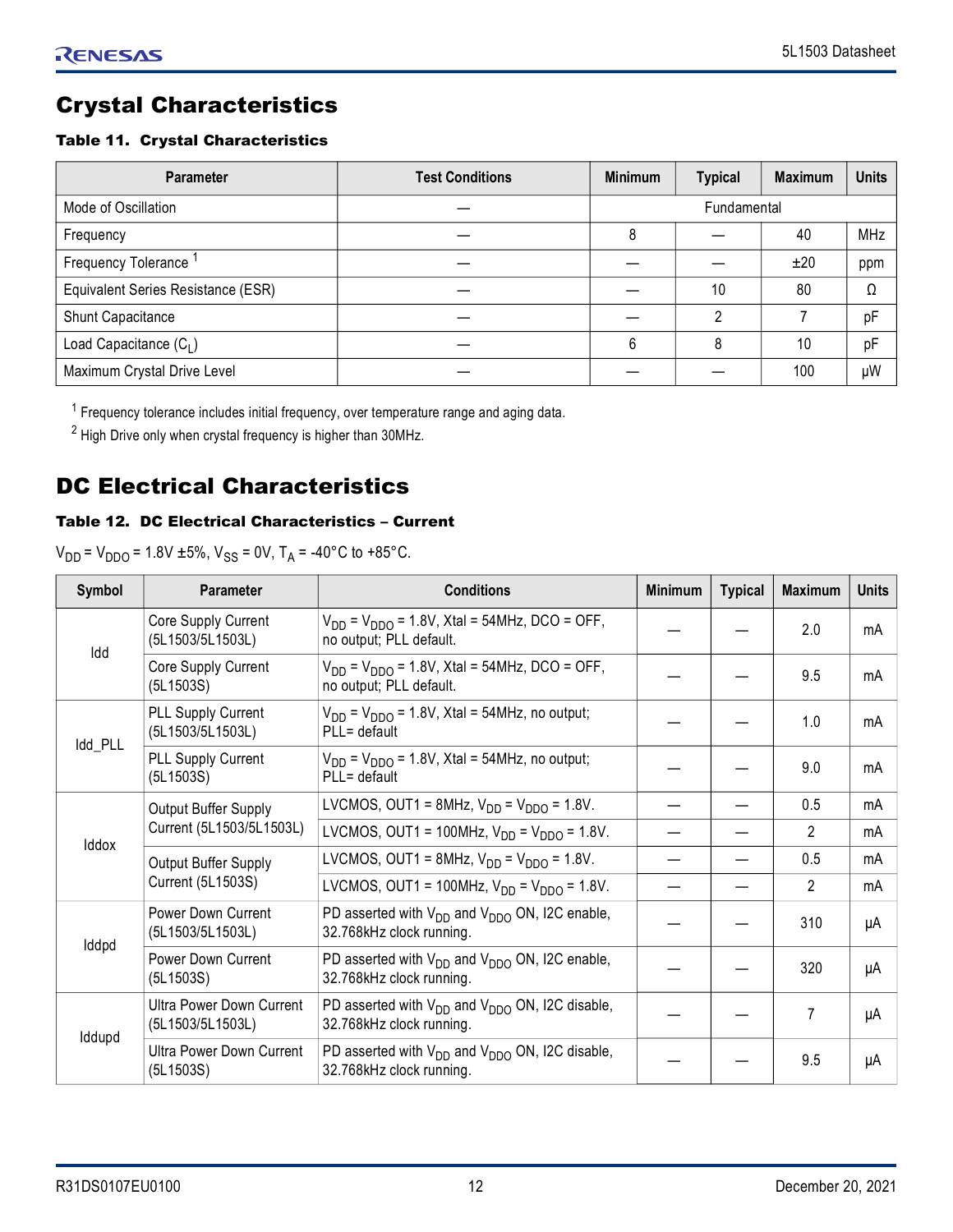## Crystal Characteristics

**Table 11. Crystal Characteristics**

| Parameter | Test Conditions | Minimum | Typical | Maximum | Units |
|---|---|---|---|---|---|
| Mode of Oscillation | — | Fundamental | | | |
| Frequency | — | 8 | — | 40 | MHz |
| Frequency Tolerance [1] | — | — | — | ±20 | ppm |
| Equivalent Series Resistance (ESR) | — | — | 10 | 80 | Ω |
| Shunt Capacitance | — | — | 2 | 7 | pF |
| Load Capacitance ($C_L$) | — | 6 | 8 | 10 | pF |
| Maximum Crystal Drive Level | — | — | — | 100 | μW |

[1] Frequency tolerance includes initial frequency, over temperature range and aging data.

[2] High Drive only when crystal frequency is higher than 30MHz.

## DC Electrical Characteristics

**Table 12. DC Electrical Characteristics – Current**

$V_{DD}$ = $V_{DDO}$ = 1.8V ±5%, $V_{SS}$ = 0V, $T_A$ = -40°C to +85°C.

| Symbol | Parameter | Conditions | Minimum | Typical | Maximum | Units |
|---|---|---|---|---|---|---|
| Idd | Core Supply Current (5L1503/5L1503L) | $V_{DD}$ = $V_{DDO}$ = 1.8V, Xtal = 54MHz, DCO = OFF, no output; PLL default. | — | — | 2.0 | mA |
| | Core Supply Current (5L1503S) | $V_{DD}$ = $V_{DDO}$ = 1.8V, Xtal = 54MHz, DCO = OFF, no output; PLL default. | — | — | 9.5 | mA |
| Idd_PLL | PLL Supply Current (5L1503/5L1503L) | $V_{DD}$ = $V_{DDO}$ = 1.8V, Xtal = 54MHz, no output; PLL= default | — | — | 1.0 | mA |
| | PLL Supply Current (5L1503S) | $V_{DD}$ = $V_{DDO}$ = 1.8V, Xtal = 54MHz, no output; PLL= default | — | — | 9.0 | mA |
| Iddox | Output Buffer Supply Current (5L1503/5L1503L) | LVCMOS, OUT1 = 8MHz, $V_{DD}$ = $V_{DDO}$ = 1.8V. | — | — | 0.5 | mA |
| | | LVCMOS, OUT1 = 100MHz, $V_{DD}$ = $V_{DDO}$ = 1.8V. | — | — | 2 | mA |
| | Output Buffer Supply Current (5L1503S) | LVCMOS, OUT1 = 8MHz, $V_{DD}$ = $V_{DDO}$ = 1.8V. | — | — | 0.5 | mA |
| | | LVCMOS, OUT1 = 100MHz, $V_{DD}$ = $V_{DDO}$ = 1.8V. | — | — | 2 | mA |
| Iddpd | Power Down Current (5L1503/5L1503L) | PD asserted with $V_{DD}$ and $V_{DDO}$ ON, I2C enable, 32.768kHz clock running. | — | — | 310 | μA |
| | Power Down Current (5L1503S) | PD asserted with $V_{DD}$ and $V_{DDO}$ ON, I2C enable, 32.768kHz clock running. | — | — | 320 | μA |
| Iddupd | Ultra Power Down Current (5L1503/5L1503L) | PD asserted with $V_{DD}$ and $V_{DDO}$ ON, I2C disable, 32.768kHz clock running. | — | — | 7 | μA |
| | Ultra Power Down Current (5L1503S) | PD asserted with $V_{DD}$ and $V_{DDO}$ ON, I2C disable, 32.768kHz clock running. | — | — | 9.5 | μA |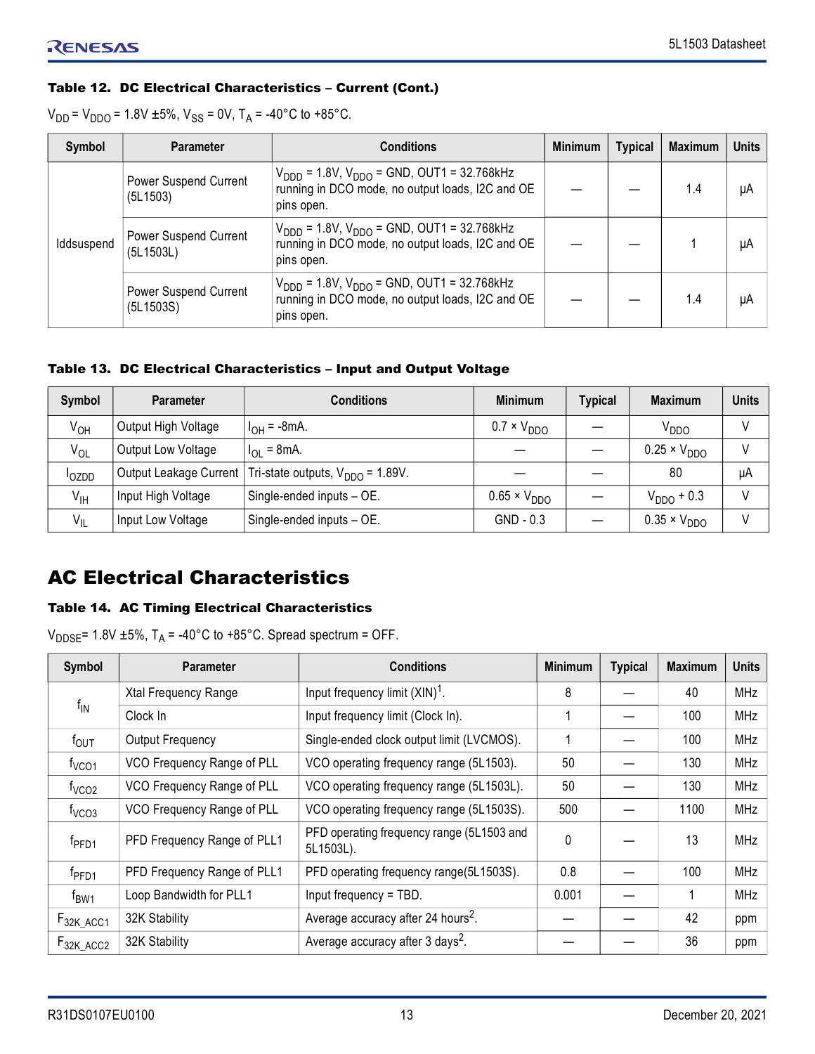#### Table 12. DC Electrical Characteristics – Current (Cont.)

$V_{DD}$ = $V_{DDO}$ = 1.8V ±5%, $V_{SS}$ = 0V, $T_A$ = -40°C to +85°C.

| Symbol | Parameter | Conditions | Minimum | Typical | Maximum | Units |
|---|---|---|---|---|---|---|
| Iddsuspend | Power Suspend Current (5L1503) | $V_{DDD}$ = 1.8V, $V_{DDO}$ = GND, OUT1 = 32.768kHz running in DCO mode, no output loads, I2C and OE pins open. | — | — | 1.4 | µA |
| | Power Suspend Current (5L1503L) | $V_{DDD}$ = 1.8V, $V_{DDO}$ = GND, OUT1 = 32.768kHz running in DCO mode, no output loads, I2C and OE pins open. | — | — | 1 | µA |
| | Power Suspend Current (5L1503S) | $V_{DDD}$ = 1.8V, $V_{DDO}$ = GND, OUT1 = 32.768kHz running in DCO mode, no output loads, I2C and OE pins open. | — | — | 1.4 | µA |

#### Table 13. DC Electrical Characteristics – Input and Output Voltage

| Symbol | Parameter | Conditions | Minimum | Typical | Maximum | Units |
|---|---|---|---|---|---|---|
| $V_{OH}$ | Output High Voltage | $I_{OH}$ = -8mA. | 0.7 × $V_{DDO}$ | — | $V_{DDO}$ | V |
| $V_{OL}$ | Output Low Voltage | $I_{OL}$ = 8mA. | — | — | 0.25 × $V_{DDO}$ | V |
| $I_{OZDD}$ | Output Leakage Current | Tri-state outputs, $V_{DDO}$ = 1.89V. | — | — | 80 | µA |
| $V_{IH}$ | Input High Voltage | Single-ended inputs – OE. | 0.65 × $V_{DDO}$ | — | $V_{DDO}$ + 0.3 | V |
| $V_{IL}$ | Input Low Voltage | Single-ended inputs – OE. | GND - 0.3 | — | 0.35 × $V_{DDO}$ | V |

## AC Electrical Characteristics

#### Table 14. AC Timing Electrical Characteristics

$V_{DDSE}$= 1.8V ±5%, $T_A$ = -40°C to +85°C. Spread spectrum = OFF.

| Symbol | Parameter | Conditions | Minimum | Typical | Maximum | Units |
|---|---|---|---|---|---|---|
| $f_{IN}$ | Xtal Frequency Range | Input frequency limit (XIN)[1]. | 8 | — | 40 | MHz |
| | Clock In | Input frequency limit (Clock In). | 1 | — | 100 | MHz |
| $f_{OUT}$ | Output Frequency | Single-ended clock output limit (LVCMOS). | 1 | — | 100 | MHz |
| $f_{VCO1}$ | VCO Frequency Range of PLL | VCO operating frequency range (5L1503). | 50 | — | 130 | MHz |
| $f_{VCO2}$ | VCO Frequency Range of PLL | VCO operating frequency range (5L1503L). | 50 | — | 130 | MHz |
| $f_{VCO3}$ | VCO Frequency Range of PLL | VCO operating frequency range (5L1503S). | 500 | — | 1100 | MHz |
| $f_{PFD1}$ | PFD Frequency Range of PLL1 | PFD operating frequency range (5L1503 and 5L1503L). | 0 | — | 13 | MHz |
| $f_{PFD1}$ | PFD Frequency Range of PLL1 | PFD operating frequency range(5L1503S). | 0.8 | — | 100 | MHz |
| $f_{BW1}$ | Loop Bandwidth for PLL1 | Input frequency = TBD. | 0.001 | — | 1 | MHz |
| $F_{32K\_ACC1}$ | 32K Stability | Average accuracy after 24 hours[2]. | — | — | 42 | ppm |
| $F_{32K\_ACC2}$ | 32K Stability | Average accuracy after 3 days[2]. | — | — | 36 | ppm |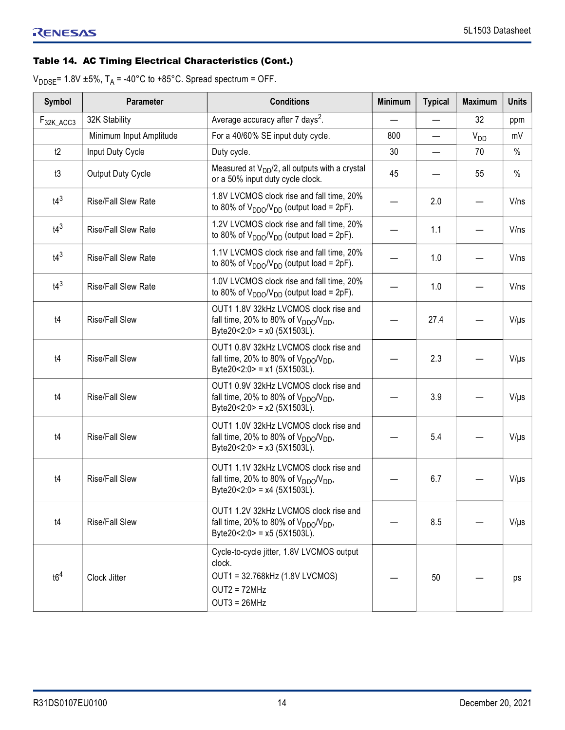**Table 14. AC Timing Electrical Characteristics (Cont.)**

$V_{DDSE}$= 1.8V ±5%, $T_A$ = -40°C to +85°C. Spread spectrum = OFF.

| Symbol | Parameter | Conditions | Minimum | Typical | Maximum | Units |
|---|---|---|---|---|---|---|
| $F_{32K\_ACC3}$ | 32K Stability | Average accuracy after 7 days[2]. | — | — | 32 | ppm |
| | Minimum Input Amplitude | For a 40/60% SE input duty cycle. | 800 | — | $V_{DD}$ | mV |
| t2 | Input Duty Cycle | Duty cycle. | 30 | — | 70 | % |
| t3 | Output Duty Cycle | Measured at $V_{DD}/2$, all outputs with a crystal or a 50% input duty cycle clock. | 45 | — | 55 | % |
| t4[3] | Rise/Fall Slew Rate | 1.8V LVCMOS clock rise and fall time, 20% to 80% of $V_{DDO}/V_{DD}$ (output load = 2pF). | — | 2.0 | — | V/ns |
| t4[3] | Rise/Fall Slew Rate | 1.2V LVCMOS clock rise and fall time, 20% to 80% of $V_{DDO}/V_{DD}$ (output load = 2pF). | — | 1.1 | — | V/ns |
| t4[3] | Rise/Fall Slew Rate | 1.1V LVCMOS clock rise and fall time, 20% to 80% of $V_{DDO}/V_{DD}$ (output load = 2pF). | — | 1.0 | — | V/ns |
| t4[3] | Rise/Fall Slew Rate | 1.0V LVCMOS clock rise and fall time, 20% to 80% of $V_{DDO}/V_{DD}$ (output load = 2pF). | — | 1.0 | — | V/ns |
| t4 | Rise/Fall Slew | OUT1 1.8V 32kHz LVCMOS clock rise and fall time, 20% to 80% of $V_{DDO}/V_{DD}$, Byte20<2:0> = x0 (5X1503L). | — | 27.4 | — | V/µs |
| t4 | Rise/Fall Slew | OUT1 0.8V 32kHz LVCMOS clock rise and fall time, 20% to 80% of $V_{DDO}/V_{DD}$, Byte20<2:0> = x1 (5X1503L). | — | 2.3 | — | V/µs |
| t4 | Rise/Fall Slew | OUT1 0.9V 32kHz LVCMOS clock rise and fall time, 20% to 80% of $V_{DDO}/V_{DD}$, Byte20<2:0> = x2 (5X1503L). | — | 3.9 | — | V/µs |
| t4 | Rise/Fall Slew | OUT1 1.0V 32kHz LVCMOS clock rise and fall time, 20% to 80% of $V_{DDO}/V_{DD}$, Byte20<2:0> = x3 (5X1503L). | — | 5.4 | — | V/µs |
| t4 | Rise/Fall Slew | OUT1 1.1V 32kHz LVCMOS clock rise and fall time, 20% to 80% of $V_{DDO}/V_{DD}$, Byte20<2:0> = x4 (5X1503L). | — | 6.7 | — | V/µs |
| t4 | Rise/Fall Slew | OUT1 1.2V 32kHz LVCMOS clock rise and fall time, 20% to 80% of $V_{DDO}/V_{DD}$, Byte20<2:0> = x5 (5X1503L). | — | 8.5 | — | V/µs |
| t6[4] | Clock Jitter | Cycle-to-cycle jitter, 1.8V LVCMOS output clock. OUT1 = 32.768kHz (1.8V LVCMOS) OUT2 = 72MHz OUT3 = 26MHz | — | 50 | — | ps |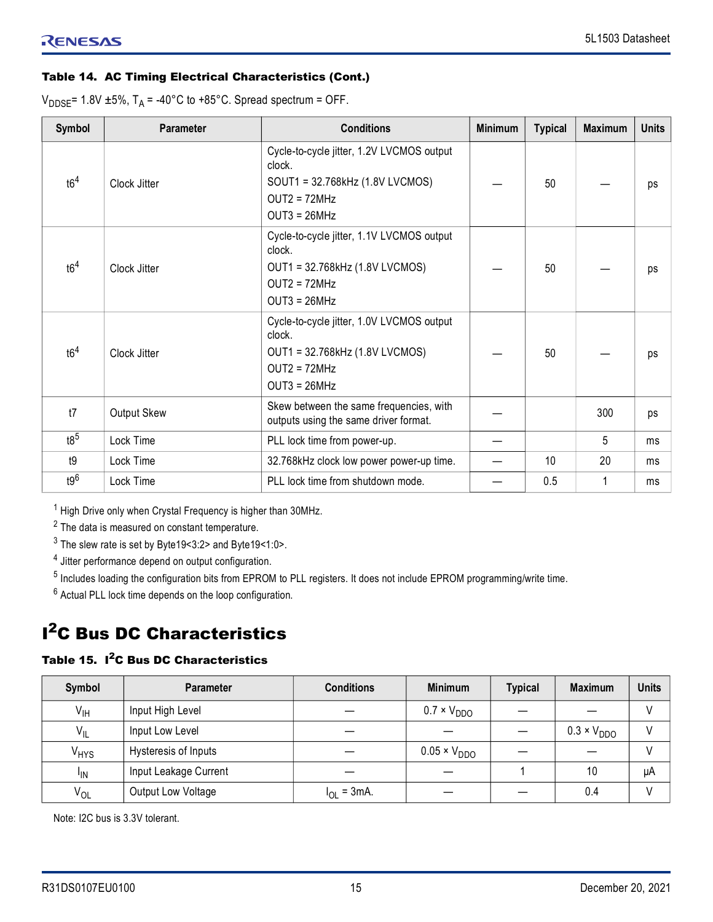**Table 14. AC Timing Electrical Characteristics (Cont.)**

$V_{DDSE}$= 1.8V ±5%, $T_A$ = -40°C to +85°C. Spread spectrum = OFF.

| Symbol | Parameter | Conditions | Minimum | Typical | Maximum | Units |
|---|---|---|---|---|---|---|
| t6[4] | Clock Jitter | Cycle-to-cycle jitter, 1.2V LVCMOS output clock.<br>SOUT1 = 32.768kHz (1.8V LVCMOS)<br>OUT2 = 72MHz<br>OUT3 = 26MHz | — | 50 | — | ps |
| t6[4] | Clock Jitter | Cycle-to-cycle jitter, 1.1V LVCMOS output clock.<br>OUT1 = 32.768kHz (1.8V LVCMOS)<br>OUT2 = 72MHz<br>OUT3 = 26MHz | — | 50 | — | ps |
| t6[4] | Clock Jitter | Cycle-to-cycle jitter, 1.0V LVCMOS output clock.<br>OUT1 = 32.768kHz (1.8V LVCMOS)<br>OUT2 = 72MHz<br>OUT3 = 26MHz | — | 50 | — | ps |
| t7 | Output Skew | Skew between the same frequencies, with outputs using the same driver format. | — | | 300 | ps |
| t8[5] | Lock Time | PLL lock time from power-up. | — | | 5 | ms |
| t9 | Lock Time | 32.768kHz clock low power power-up time. | — | 10 | 20 | ms |
| t9[6] | Lock Time | PLL lock time from shutdown mode. | — | 0.5 | 1 | ms |

[1] High Drive only when Crystal Frequency is higher than 30MHz.
[2] The data is measured on constant temperature.
[3] The slew rate is set by Byte19<3:2> and Byte19<1:0>.
[4] Jitter performance depend on output configuration.
[5] Includes loading the configuration bits from EPROM to PLL registers. It does not include EPROM programming/write time.
[6] Actual PLL lock time depends on the loop configuration.

# I²C Bus DC Characteristics

**Table 15. I²C Bus DC Characteristics**

| Symbol | Parameter | Conditions | Minimum | Typical | Maximum | Units |
|---|---|---|---|---|---|---|
| $V_{IH}$ | Input High Level | — | 0.7 × $V_{DDO}$ | — | — | V |
| $V_{IL}$ | Input Low Level | — | — | — | 0.3 × $V_{DDO}$ | V |
| $V_{HYS}$ | Hysteresis of Inputs | — | 0.05 × $V_{DDO}$ | — | — | V |
| $I_{IN}$ | Input Leakage Current | — | — | 1 | 10 | µA |
| $V_{OL}$ | Output Low Voltage | $I_{OL}$ = 3mA. | — | — | 0.4 | V |

Note: I2C bus is 3.3V tolerant.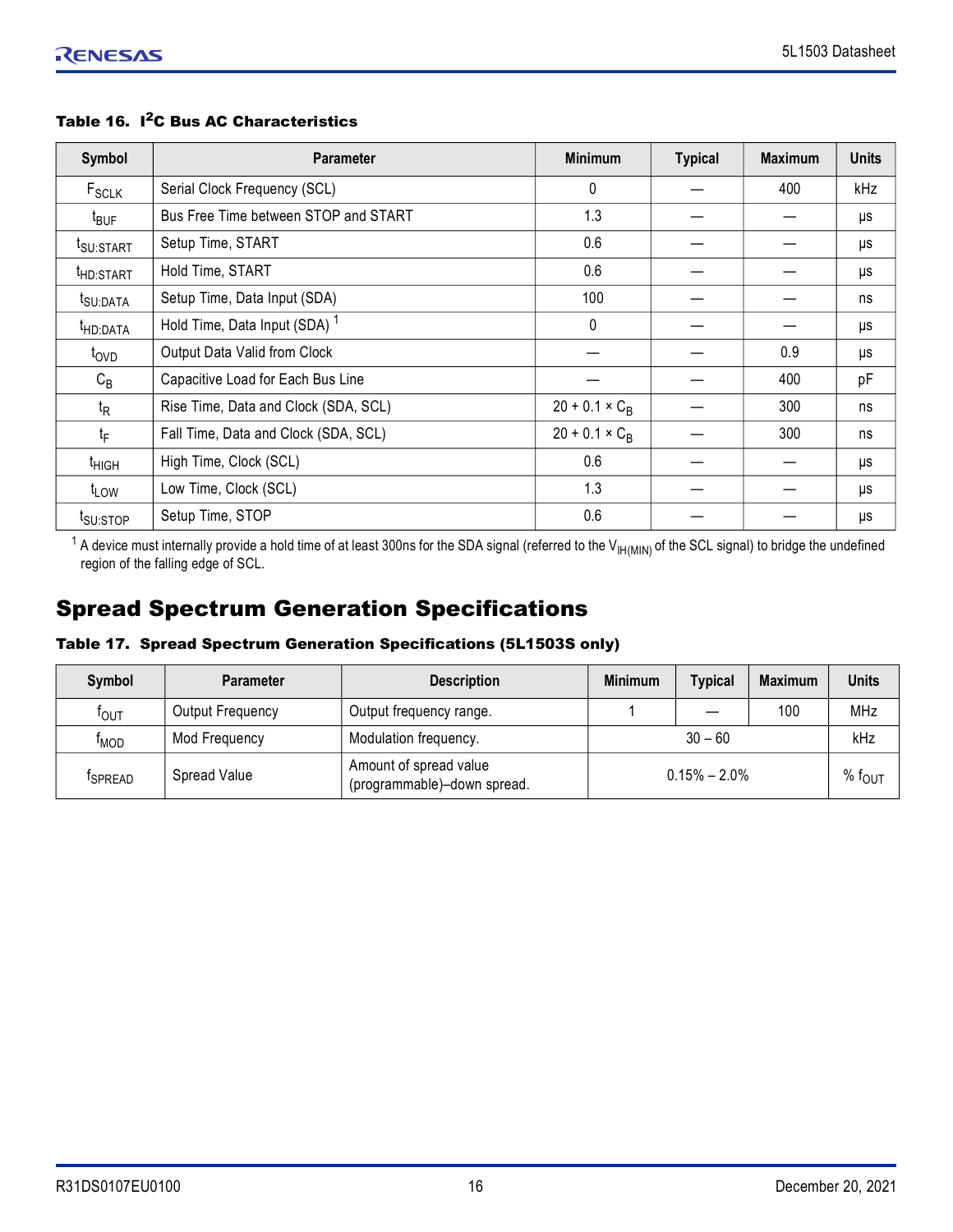**Table 16. $I^2C$ Bus AC Characteristics**

| Symbol | Parameter | Minimum | Typical | Maximum | Units |
|---|---|---|---|---|---|
| $F_{SCLK}$ | Serial Clock Frequency (SCL) | 0 | — | 400 | kHz |
| $t_{BUF}$ | Bus Free Time between STOP and START | 1.3 | — | — | μs |
| $t_{SU:START}$ | Setup Time, START | 0.6 | — | — | μs |
| $t_{HD:START}$ | Hold Time, START | 0.6 | — | — | μs |
| $t_{SU:DATA}$ | Setup Time, Data Input (SDA) | 100 | — | — | ns |
| $t_{HD:DATA}$ | Hold Time, Data Input (SDA) [1] | 0 | — | — | μs |
| $t_{OVD}$ | Output Data Valid from Clock | — | — | 0.9 | μs |
| $C_B$ | Capacitive Load for Each Bus Line | — | — | 400 | pF |
| $t_R$ | Rise Time, Data and Clock (SDA, SCL) | $20 + 0.1 \times C_B$ | — | 300 | ns |
| $t_F$ | Fall Time, Data and Clock (SDA, SCL) | $20 + 0.1 \times C_B$ | — | 300 | ns |
| $t_{HIGH}$ | High Time, Clock (SCL) | 0.6 | — | — | μs |
| $t_{LOW}$ | Low Time, Clock (SCL) | 1.3 | — | — | μs |
| $t_{SU:STOP}$ | Setup Time, STOP | 0.6 | — | — | μs |

[1] A device must internally provide a hold time of at least 300ns for the SDA signal (referred to the $V_{IH(MIN)}$ of the SCL signal) to bridge the undefined region of the falling edge of SCL.

# Spread Spectrum Generation Specifications

**Table 17. Spread Spectrum Generation Specifications (5L1503S only)**

| Symbol | Parameter | Description | Minimum | Typical | Maximum | Units |
|---|---|---|---|---|---|---|
| $f_{OUT}$ | Output Frequency | Output frequency range. | 1 | — | 100 | MHz |
| $f_{MOD}$ | Mod Frequency | Modulation frequency. | 30 – 60 | | | kHz |
| $f_{SPREAD}$ | Spread Value | Amount of spread value (programmable)–down spread. | 0.15% – 2.0% | | | % $f_{OUT}$ |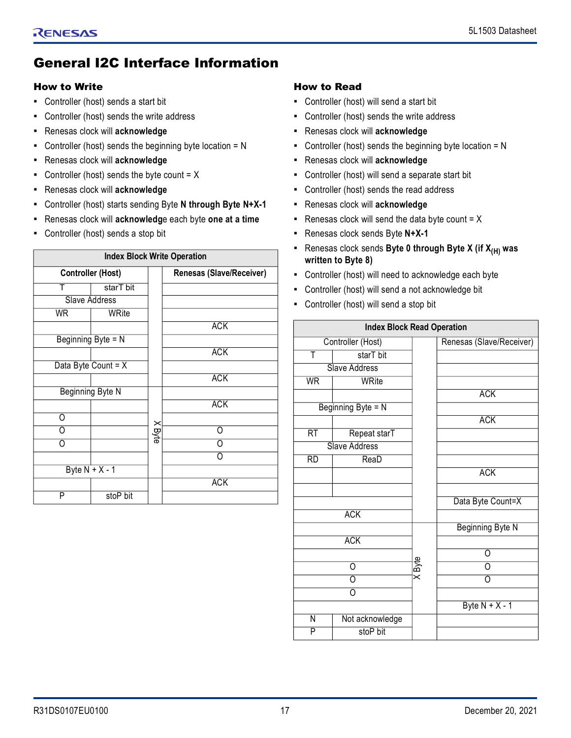# General I2C Interface Information

## How to Write

- Controller (host) sends a start bit
- Controller (host) sends the write address
- Renesas clock will **acknowledge**
- Controller (host) sends the beginning byte location = N
- Renesas clock will **acknowledge**
- Controller (host) sends the byte count = X
- Renesas clock will **acknowledge**
- Controller (host) starts sending Byte **N through Byte N+X-1**
- Renesas clock will **acknowledge** each byte **one at a time**
- Controller (host) sends a stop bit

| Index Block Write Operation | | | |
|---|---|---|---|
| **Controller (Host)** | | | **Renesas (Slave/Receiver)** |
| T | starT bit | | |
| Slave Address | | | |
| WR | WRite | | |
| | | | ACK |
| Beginning Byte = N | | | |
| | | | ACK |
| Data Byte Count = X | | | |
| | | | ACK |
| Beginning Byte N | | X Byte | |
| | | | ACK |
| O | | | |
| O | | | O |
| O | | | O |
| | | | O |
| Byte N + X - 1 | | | |
| | | | ACK |
| P | stoP bit | | |

## How to Read

- Controller (host) will send a start bit
- Controller (host) sends the write address
- Renesas clock will **acknowledge**
- Controller (host) sends the beginning byte location = N
- Renesas clock will **acknowledge**
- Controller (host) will send a separate start bit
- Controller (host) sends the read address
- Renesas clock will **acknowledge**
- Renesas clock will send the data byte count = X
- Renesas clock sends Byte **N+X-1**
- Renesas clock sends **Byte 0 through Byte X (if $X_{(H)}$ was written to Byte 8)**
- Controller (host) will need to acknowledge each byte
- Controller (host) will send a not acknowledge bit
- Controller (host) will send a stop bit

| Index Block Read Operation | | | |
|---|---|---|---|
| Controller (Host) | | | Renesas (Slave/Receiver) |
| T | starT bit | | |
| Slave Address | | | |
| WR | WRite | | |
| | | | ACK |
| Beginning Byte = N | | | |
| | | | ACK |
| RT | Repeat starT | | |
| Slave Address | | | |
| RD | ReaD | | |
| | | | ACK |
| | | | |
| | | | Data Byte Count=X |
| ACK | | | |
| | | X Byte | Beginning Byte N |
| ACK | | | |
| | | | O |
| O | | | O |
| O | | | O |
| O | | | |
| | | | Byte N + X - 1 |
| N | Not acknowledge | | |
| P | stoP bit | | |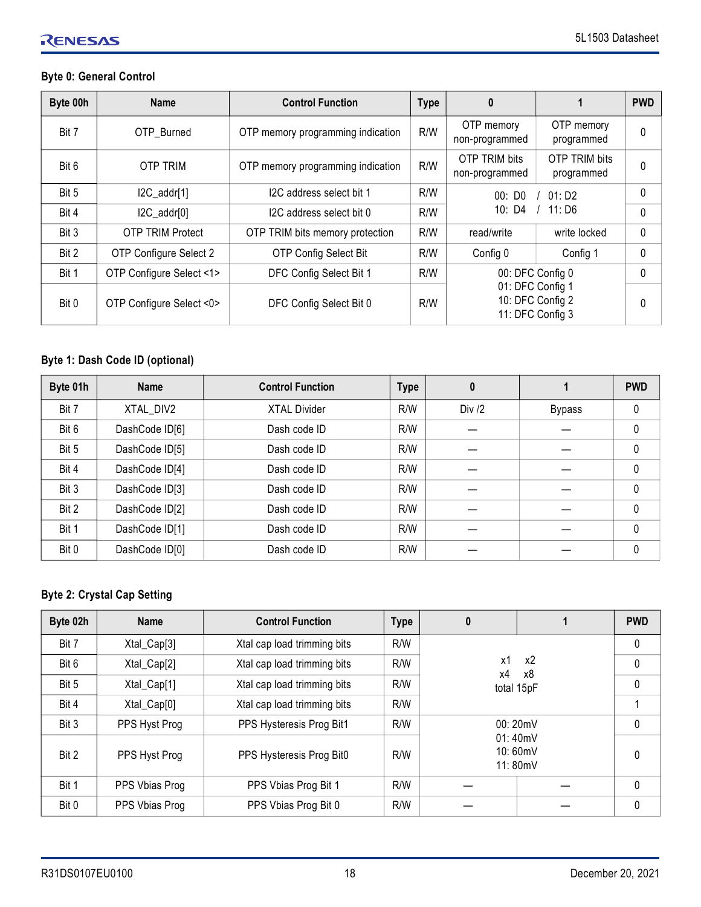### Byte 0: General Control

| Byte 00h | Name | Control Function | Type | 0 | 1 | PWD |
|---|---|---|---|---|---|---|
| Bit 7 | OTP_Burned | OTP memory programming indication | R/W | OTP memory non-programmed | OTP memory programmed | 0 |
| Bit 6 | OTP TRIM | OTP memory programming indication | R/W | OTP TRIM bits non-programmed | OTP TRIM bits programmed | 0 |
| Bit 5 | I2C_addr[1] | I2C address select bit 1 | R/W | 00: D0 / 01: D2<br>10: D4 / 11: D6 | | 0 |
| Bit 4 | I2C_addr[0] | I2C address select bit 0 | R/W | | | 0 |
| Bit 3 | OTP TRIM Protect | OTP TRIM bits memory protection | R/W | read/write | write locked | 0 |
| Bit 2 | OTP Configure Select 2 | OTP Config Select Bit | R/W | Config 0 | Config 1 | 0 |
| Bit 1 | OTP Configure Select <1> | DFC Config Select Bit 1 | R/W | 00: DFC Config 0<br>01: DFC Config 1<br>10: DFC Config 2<br>11: DFC Config 3 | | 0 |
| Bit 0 | OTP Configure Select <0> | DFC Config Select Bit 0 | R/W | | | 0 |

### Byte 1: Dash Code ID (optional)

| Byte 01h | Name | Control Function | Type | 0 | 1 | PWD |
|---|---|---|---|---|---|---|
| Bit 7 | XTAL_DIV2 | XTAL Divider | R/W | Div /2 | Bypass | 0 |
| Bit 6 | DashCode ID[6] | Dash code ID | R/W | — | — | 0 |
| Bit 5 | DashCode ID[5] | Dash code ID | R/W | — | — | 0 |
| Bit 4 | DashCode ID[4] | Dash code ID | R/W | — | — | 0 |
| Bit 3 | DashCode ID[3] | Dash code ID | R/W | — | — | 0 |
| Bit 2 | DashCode ID[2] | Dash code ID | R/W | — | — | 0 |
| Bit 1 | DashCode ID[1] | Dash code ID | R/W | — | — | 0 |
| Bit 0 | DashCode ID[0] | Dash code ID | R/W | — | — | 0 |

### Byte 2: Crystal Cap Setting

| Byte 02h | Name | Control Function | Type | 0 | 1 | PWD |
|---|---|---|---|---|---|---|
| Bit 7 | Xtal_Cap[3] | Xtal cap load trimming bits | R/W | x1 x2<br>x4 x8<br>total 15pF | | 0 |
| Bit 6 | Xtal_Cap[2] | Xtal cap load trimming bits | R/W | | | 0 |
| Bit 5 | Xtal_Cap[1] | Xtal cap load trimming bits | R/W | | | 0 |
| Bit 4 | Xtal_Cap[0] | Xtal cap load trimming bits | R/W | | | 1 |
| Bit 3 | PPS Hyst Prog | PPS Hysteresis Prog Bit1 | R/W | 00: 20mV<br>01: 40mV<br>10: 60mV<br>11: 80mV | | 0 |
| Bit 2 | PPS Hyst Prog | PPS Hysteresis Prog Bit0 | R/W | | | 0 |
| Bit 1 | PPS Vbias Prog | PPS Vbias Prog Bit 1 | R/W | — | — | 0 |
| Bit 0 | PPS Vbias Prog | PPS Vbias Prog Bit 0 | R/W | — | — | 0 |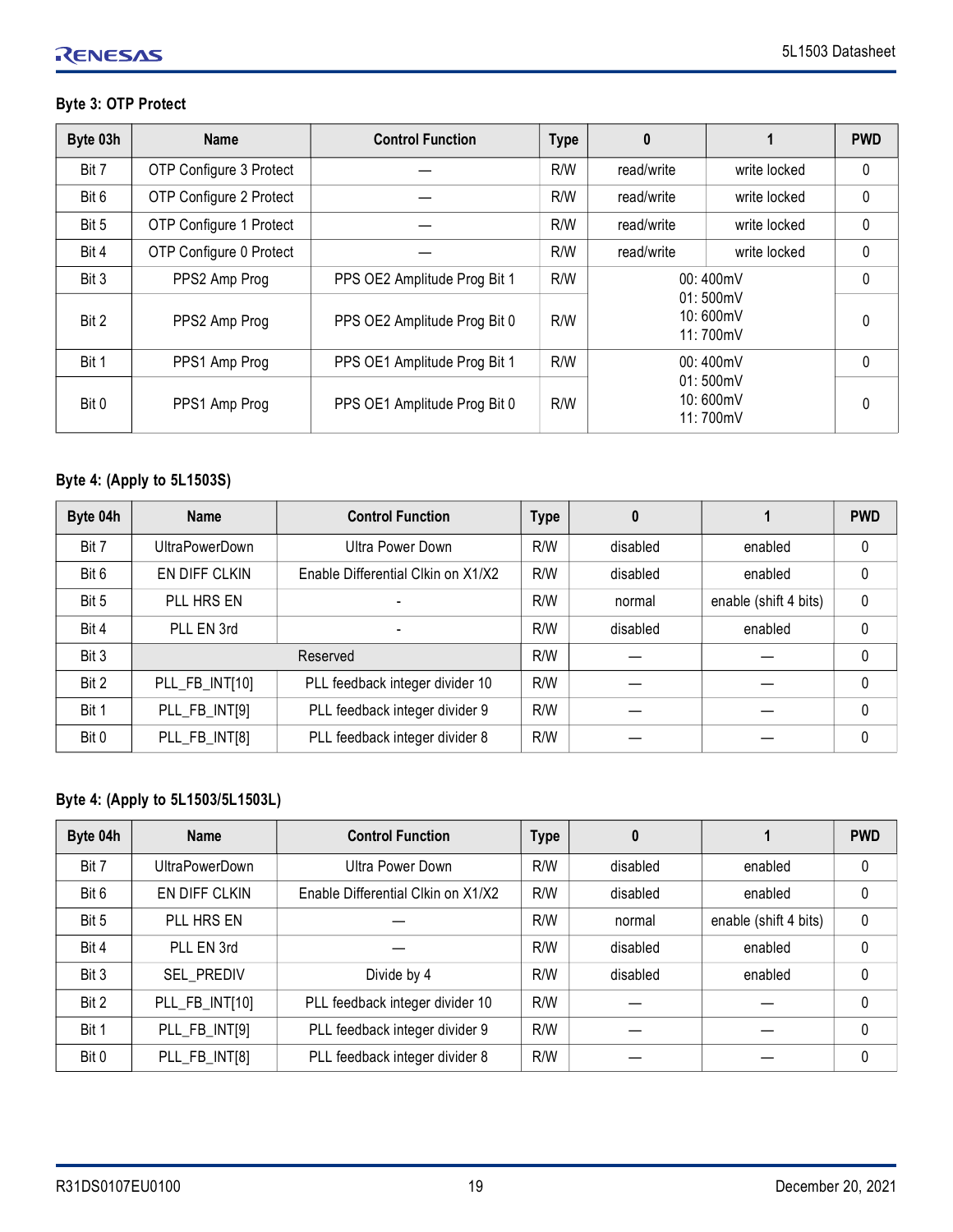### Byte 3: OTP Protect

| Byte 03h | Name | Control Function | Type | 0 | 1 | PWD |
|---|---|---|---|---|---|---|
| Bit 7 | OTP Configure 3 Protect | — | R/W | read/write | write locked | 0 |
| Bit 6 | OTP Configure 2 Protect | — | R/W | read/write | write locked | 0 |
| Bit 5 | OTP Configure 1 Protect | — | R/W | read/write | write locked | 0 |
| Bit 4 | OTP Configure 0 Protect | — | R/W | read/write | write locked | 0 |
| Bit 3 | PPS2 Amp Prog | PPS OE2 Amplitude Prog Bit 1 | R/W | 00: 400mV<br>01: 500mV<br>10: 600mV<br>11: 700mV | | 0 |
| Bit 2 | PPS2 Amp Prog | PPS OE2 Amplitude Prog Bit 0 | R/W | | | 0 |
| Bit 1 | PPS1 Amp Prog | PPS OE1 Amplitude Prog Bit 1 | R/W | 00: 400mV<br>01: 500mV<br>10: 600mV<br>11: 700mV | | 0 |
| Bit 0 | PPS1 Amp Prog | PPS OE1 Amplitude Prog Bit 0 | R/W | | | 0 |

### Byte 4: (Apply to 5L1503S)

| Byte 04h | Name | Control Function | Type | 0 | 1 | PWD |
|---|---|---|---|---|---|---|
| Bit 7 | UltraPowerDown | Ultra Power Down | R/W | disabled | enabled | 0 |
| Bit 6 | EN DIFF CLKIN | Enable Differential Clkin on X1/X2 | R/W | disabled | enabled | 0 |
| Bit 5 | PLL HRS EN | - | R/W | normal | enable (shift 4 bits) | 0 |
| Bit 4 | PLL EN 3rd | - | R/W | disabled | enabled | 0 |
| Bit 3 | Reserved | | R/W | — | — | 0 |
| Bit 2 | PLL_FB_INT[10] | PLL feedback integer divider 10 | R/W | — | — | 0 |
| Bit 1 | PLL_FB_INT[9] | PLL feedback integer divider 9 | R/W | — | — | 0 |
| Bit 0 | PLL_FB_INT[8] | PLL feedback integer divider 8 | R/W | — | — | 0 |

### Byte 4: (Apply to 5L1503/5L1503L)

| Byte 04h | Name | Control Function | Type | 0 | 1 | PWD |
|---|---|---|---|---|---|---|
| Bit 7 | UltraPowerDown | Ultra Power Down | R/W | disabled | enabled | 0 |
| Bit 6 | EN DIFF CLKIN | Enable Differential Clkin on X1/X2 | R/W | disabled | enabled | 0 |
| Bit 5 | PLL HRS EN | — | R/W | normal | enable (shift 4 bits) | 0 |
| Bit 4 | PLL EN 3rd | — | R/W | disabled | enabled | 0 |
| Bit 3 | SEL_PREDIV | Divide by 4 | R/W | disabled | enabled | 0 |
| Bit 2 | PLL_FB_INT[10] | PLL feedback integer divider 10 | R/W | — | — | 0 |
| Bit 1 | PLL_FB_INT[9] | PLL feedback integer divider 9 | R/W | — | — | 0 |
| Bit 0 | PLL_FB_INT[8] | PLL feedback integer divider 8 | R/W | — | — | 0 |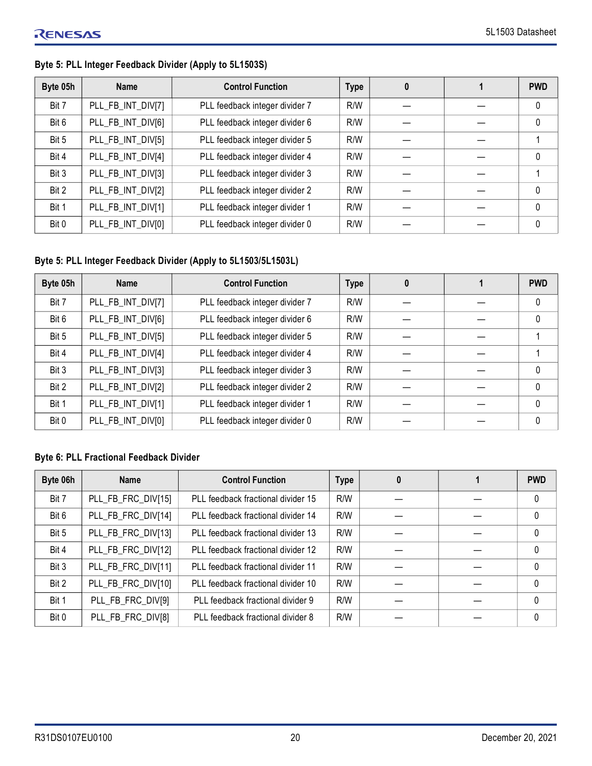### Byte 5: PLL Integer Feedback Divider (Apply to 5L1503S)

| Byte 05h | Name | Control Function | Type | 0 | 1 | PWD |
|---|---|---|---|---|---|---|
| Bit 7 | PLL_FB_INT_DIV[7] | PLL feedback integer divider 7 | R/W | — | — | 0 |
| Bit 6 | PLL_FB_INT_DIV[6] | PLL feedback integer divider 6 | R/W | — | — | 0 |
| Bit 5 | PLL_FB_INT_DIV[5] | PLL feedback integer divider 5 | R/W | — | — | 1 |
| Bit 4 | PLL_FB_INT_DIV[4] | PLL feedback integer divider 4 | R/W | — | — | 0 |
| Bit 3 | PLL_FB_INT_DIV[3] | PLL feedback integer divider 3 | R/W | — | — | 1 |
| Bit 2 | PLL_FB_INT_DIV[2] | PLL feedback integer divider 2 | R/W | — | — | 0 |
| Bit 1 | PLL_FB_INT_DIV[1] | PLL feedback integer divider 1 | R/W | — | — | 0 |
| Bit 0 | PLL_FB_INT_DIV[0] | PLL feedback integer divider 0 | R/W | — | — | 0 |

### Byte 5: PLL Integer Feedback Divider (Apply to 5L1503/5L1503L)

| Byte 05h | Name | Control Function | Type | 0 | 1 | PWD |
|---|---|---|---|---|---|---|
| Bit 7 | PLL_FB_INT_DIV[7] | PLL feedback integer divider 7 | R/W | — | — | 0 |
| Bit 6 | PLL_FB_INT_DIV[6] | PLL feedback integer divider 6 | R/W | — | — | 0 |
| Bit 5 | PLL_FB_INT_DIV[5] | PLL feedback integer divider 5 | R/W | — | — | 1 |
| Bit 4 | PLL_FB_INT_DIV[4] | PLL feedback integer divider 4 | R/W | — | — | 1 |
| Bit 3 | PLL_FB_INT_DIV[3] | PLL feedback integer divider 3 | R/W | — | — | 0 |
| Bit 2 | PLL_FB_INT_DIV[2] | PLL feedback integer divider 2 | R/W | — | — | 0 |
| Bit 1 | PLL_FB_INT_DIV[1] | PLL feedback integer divider 1 | R/W | — | — | 0 |
| Bit 0 | PLL_FB_INT_DIV[0] | PLL feedback integer divider 0 | R/W | — | — | 0 |

### Byte 6: PLL Fractional Feedback Divider

| Byte 06h | Name | Control Function | Type | 0 | 1 | PWD |
|---|---|---|---|---|---|---|
| Bit 7 | PLL_FB_FRC_DIV[15] | PLL feedback fractional divider 15 | R/W | — | — | 0 |
| Bit 6 | PLL_FB_FRC_DIV[14] | PLL feedback fractional divider 14 | R/W | — | — | 0 |
| Bit 5 | PLL_FB_FRC_DIV[13] | PLL feedback fractional divider 13 | R/W | — | — | 0 |
| Bit 4 | PLL_FB_FRC_DIV[12] | PLL feedback fractional divider 12 | R/W | — | — | 0 |
| Bit 3 | PLL_FB_FRC_DIV[11] | PLL feedback fractional divider 11 | R/W | — | — | 0 |
| Bit 2 | PLL_FB_FRC_DIV[10] | PLL feedback fractional divider 10 | R/W | — | — | 0 |
| Bit 1 | PLL_FB_FRC_DIV[9] | PLL feedback fractional divider 9 | R/W | — | — | 0 |
| Bit 0 | PLL_FB_FRC_DIV[8] | PLL feedback fractional divider 8 | R/W | — | — | 0 |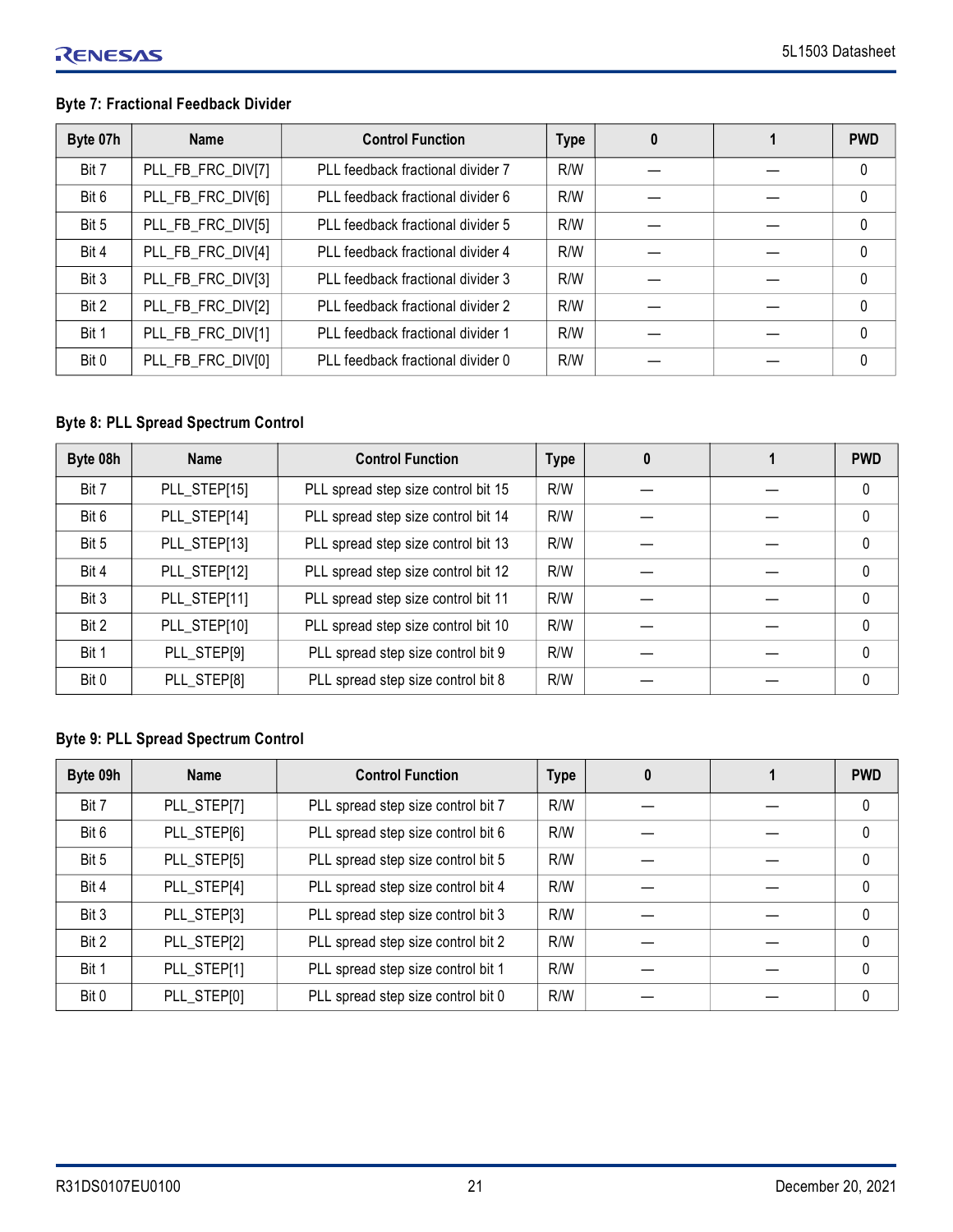### Byte 7: Fractional Feedback Divider

| Byte 07h | Name | Control Function | Type | 0 | 1 | PWD |
|---|---|---|---|---|---|---|
| Bit 7 | PLL_FB_FRC_DIV[7] | PLL feedback fractional divider 7 | R/W | — | — | 0 |
| Bit 6 | PLL_FB_FRC_DIV[6] | PLL feedback fractional divider 6 | R/W | — | — | 0 |
| Bit 5 | PLL_FB_FRC_DIV[5] | PLL feedback fractional divider 5 | R/W | — | — | 0 |
| Bit 4 | PLL_FB_FRC_DIV[4] | PLL feedback fractional divider 4 | R/W | — | — | 0 |
| Bit 3 | PLL_FB_FRC_DIV[3] | PLL feedback fractional divider 3 | R/W | — | — | 0 |
| Bit 2 | PLL_FB_FRC_DIV[2] | PLL feedback fractional divider 2 | R/W | — | — | 0 |
| Bit 1 | PLL_FB_FRC_DIV[1] | PLL feedback fractional divider 1 | R/W | — | — | 0 |
| Bit 0 | PLL_FB_FRC_DIV[0] | PLL feedback fractional divider 0 | R/W | — | — | 0 |

### Byte 8: PLL Spread Spectrum Control

| Byte 08h | Name | Control Function | Type | 0 | 1 | PWD |
|---|---|---|---|---|---|---|
| Bit 7 | PLL_STEP[15] | PLL spread step size control bit 15 | R/W | — | — | 0 |
| Bit 6 | PLL_STEP[14] | PLL spread step size control bit 14 | R/W | — | — | 0 |
| Bit 5 | PLL_STEP[13] | PLL spread step size control bit 13 | R/W | — | — | 0 |
| Bit 4 | PLL_STEP[12] | PLL spread step size control bit 12 | R/W | — | — | 0 |
| Bit 3 | PLL_STEP[11] | PLL spread step size control bit 11 | R/W | — | — | 0 |
| Bit 2 | PLL_STEP[10] | PLL spread step size control bit 10 | R/W | — | — | 0 |
| Bit 1 | PLL_STEP[9] | PLL spread step size control bit 9 | R/W | — | — | 0 |
| Bit 0 | PLL_STEP[8] | PLL spread step size control bit 8 | R/W | — | — | 0 |

### Byte 9: PLL Spread Spectrum Control

| Byte 09h | Name | Control Function | Type | 0 | 1 | PWD |
|---|---|---|---|---|---|---|
| Bit 7 | PLL_STEP[7] | PLL spread step size control bit 7 | R/W | — | — | 0 |
| Bit 6 | PLL_STEP[6] | PLL spread step size control bit 6 | R/W | — | — | 0 |
| Bit 5 | PLL_STEP[5] | PLL spread step size control bit 5 | R/W | — | — | 0 |
| Bit 4 | PLL_STEP[4] | PLL spread step size control bit 4 | R/W | — | — | 0 |
| Bit 3 | PLL_STEP[3] | PLL spread step size control bit 3 | R/W | — | — | 0 |
| Bit 2 | PLL_STEP[2] | PLL spread step size control bit 2 | R/W | — | — | 0 |
| Bit 1 | PLL_STEP[1] | PLL spread step size control bit 1 | R/W | — | — | 0 |
| Bit 0 | PLL_STEP[0] | PLL spread step size control bit 0 | R/W | — | — | 0 |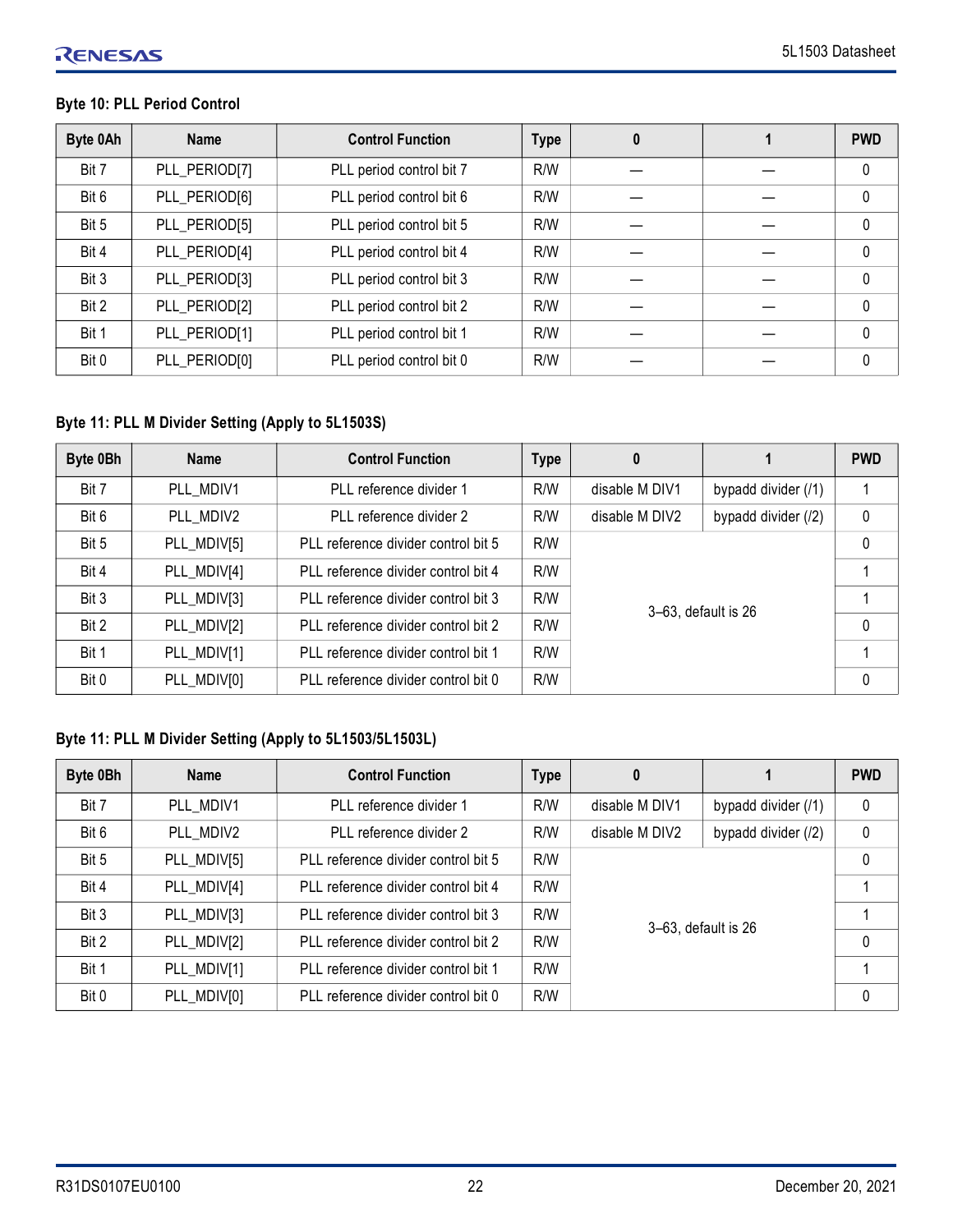### Byte 10: PLL Period Control

| Byte 0Ah | Name | Control Function | Type | 0 | 1 | PWD |
|---|---|---|---|---|---|---|
| Bit 7 | PLL_PERIOD[7] | PLL period control bit 7 | R/W | — | — | 0 |
| Bit 6 | PLL_PERIOD[6] | PLL period control bit 6 | R/W | — | — | 0 |
| Bit 5 | PLL_PERIOD[5] | PLL period control bit 5 | R/W | — | — | 0 |
| Bit 4 | PLL_PERIOD[4] | PLL period control bit 4 | R/W | — | — | 0 |
| Bit 3 | PLL_PERIOD[3] | PLL period control bit 3 | R/W | — | — | 0 |
| Bit 2 | PLL_PERIOD[2] | PLL period control bit 2 | R/W | — | — | 0 |
| Bit 1 | PLL_PERIOD[1] | PLL period control bit 1 | R/W | — | — | 0 |
| Bit 0 | PLL_PERIOD[0] | PLL period control bit 0 | R/W | — | — | 0 |

### Byte 11: PLL M Divider Setting (Apply to 5L1503S)

| Byte 0Bh | Name | Control Function | Type | 0 | 1 | PWD |
|---|---|---|---|---|---|---|
| Bit 7 | PLL_MDIV1 | PLL reference divider 1 | R/W | disable M DIV1 | bypadd divider (/1) | 1 |
| Bit 6 | PLL_MDIV2 | PLL reference divider 2 | R/W | disable M DIV2 | bypadd divider (/2) | 0 |
| Bit 5 | PLL_MDIV[5] | PLL reference divider control bit 5 | R/W | 3–63, default is 26 | | 0 |
| Bit 4 | PLL_MDIV[4] | PLL reference divider control bit 4 | R/W | | | 1 |
| Bit 3 | PLL_MDIV[3] | PLL reference divider control bit 3 | R/W | | | 1 |
| Bit 2 | PLL_MDIV[2] | PLL reference divider control bit 2 | R/W | | | 0 |
| Bit 1 | PLL_MDIV[1] | PLL reference divider control bit 1 | R/W | | | 1 |
| Bit 0 | PLL_MDIV[0] | PLL reference divider control bit 0 | R/W | | | 0 |

### Byte 11: PLL M Divider Setting (Apply to 5L1503/5L1503L)

| Byte 0Bh | Name | Control Function | Type | 0 | 1 | PWD |
|---|---|---|---|---|---|---|
| Bit 7 | PLL_MDIV1 | PLL reference divider 1 | R/W | disable M DIV1 | bypadd divider (/1) | 0 |
| Bit 6 | PLL_MDIV2 | PLL reference divider 2 | R/W | disable M DIV2 | bypadd divider (/2) | 0 |
| Bit 5 | PLL_MDIV[5] | PLL reference divider control bit 5 | R/W | 3–63, default is 26 | | 0 |
| Bit 4 | PLL_MDIV[4] | PLL reference divider control bit 4 | R/W | | | 1 |
| Bit 3 | PLL_MDIV[3] | PLL reference divider control bit 3 | R/W | | | 1 |
| Bit 2 | PLL_MDIV[2] | PLL reference divider control bit 2 | R/W | | | 0 |
| Bit 1 | PLL_MDIV[1] | PLL reference divider control bit 1 | R/W | | | 1 |
| Bit 0 | PLL_MDIV[0] | PLL reference divider control bit 0 | R/W | | | 0 |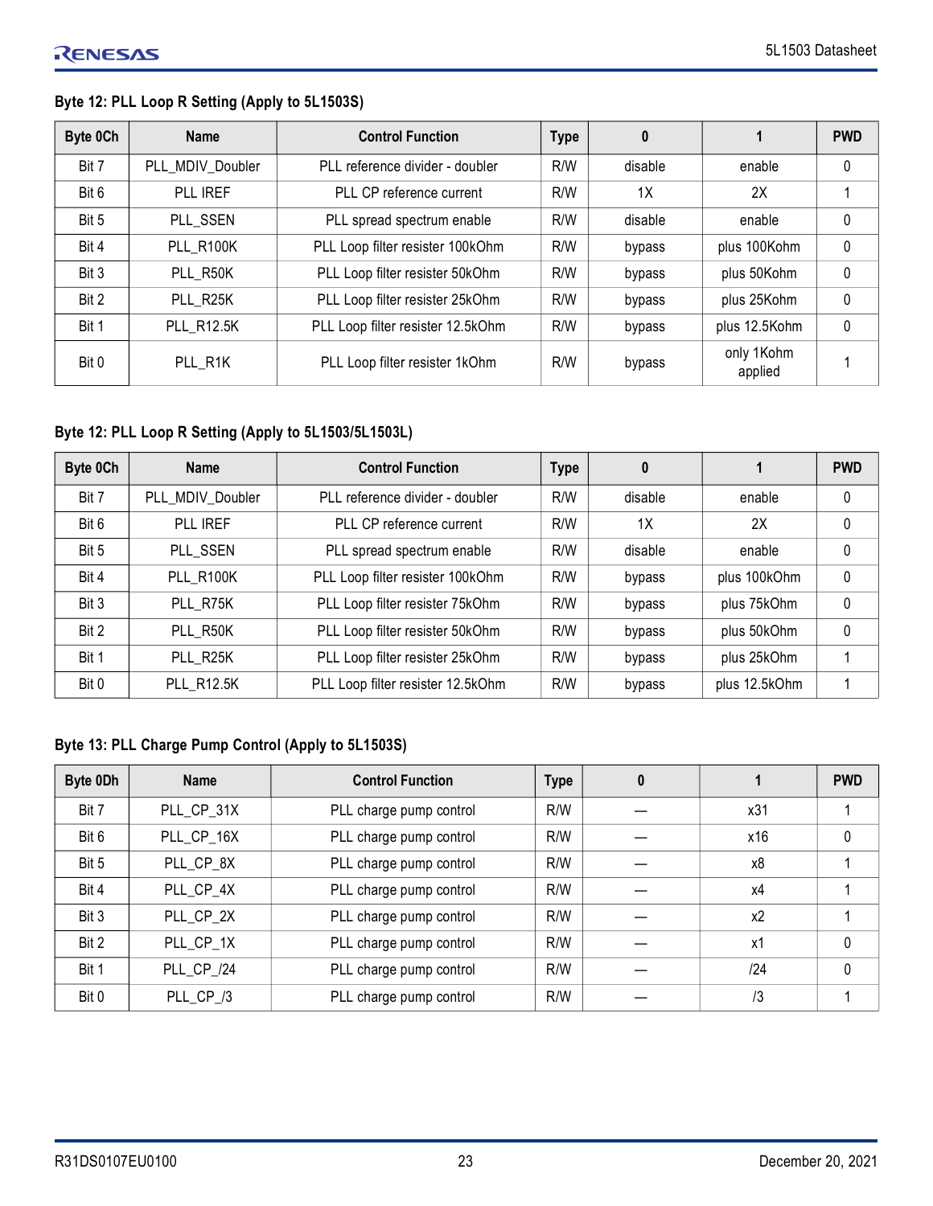### Byte 12: PLL Loop R Setting (Apply to 5L1503S)

| Byte 0Ch | Name | Control Function | Type | 0 | 1 | PWD |
|---|---|---|---|---|---|---|
| Bit 7 | PLL_MDIV_Doubler | PLL reference divider - doubler | R/W | disable | enable | 0 |
| Bit 6 | PLL IREF | PLL CP reference current | R/W | 1X | 2X | 1 |
| Bit 5 | PLL_SSEN | PLL spread spectrum enable | R/W | disable | enable | 0 |
| Bit 4 | PLL_R100K | PLL Loop filter resister 100kOhm | R/W | bypass | plus 100Kohm | 0 |
| Bit 3 | PLL_R50K | PLL Loop filter resister 50kOhm | R/W | bypass | plus 50Kohm | 0 |
| Bit 2 | PLL_R25K | PLL Loop filter resister 25kOhm | R/W | bypass | plus 25Kohm | 0 |
| Bit 1 | PLL_R12.5K | PLL Loop filter resister 12.5kOhm | R/W | bypass | plus 12.5Kohm | 0 |
| Bit 0 | PLL_R1K | PLL Loop filter resister 1kOhm | R/W | bypass | only 1Kohm applied | 1 |

### Byte 12: PLL Loop R Setting (Apply to 5L1503/5L1503L)

| Byte 0Ch | Name | Control Function | Type | 0 | 1 | PWD |
|---|---|---|---|---|---|---|
| Bit 7 | PLL_MDIV_Doubler | PLL reference divider - doubler | R/W | disable | enable | 0 |
| Bit 6 | PLL IREF | PLL CP reference current | R/W | 1X | 2X | 0 |
| Bit 5 | PLL_SSEN | PLL spread spectrum enable | R/W | disable | enable | 0 |
| Bit 4 | PLL_R100K | PLL Loop filter resister 100kOhm | R/W | bypass | plus 100kOhm | 0 |
| Bit 3 | PLL_R75K | PLL Loop filter resister 75kOhm | R/W | bypass | plus 75kOhm | 0 |
| Bit 2 | PLL_R50K | PLL Loop filter resister 50kOhm | R/W | bypass | plus 50kOhm | 0 |
| Bit 1 | PLL_R25K | PLL Loop filter resister 25kOhm | R/W | bypass | plus 25kOhm | 1 |
| Bit 0 | PLL_R12.5K | PLL Loop filter resister 12.5kOhm | R/W | bypass | plus 12.5kOhm | 1 |

### Byte 13: PLL Charge Pump Control (Apply to 5L1503S)

| Byte 0Dh | Name | Control Function | Type | 0 | 1 | PWD |
|---|---|---|---|---|---|---|
| Bit 7 | PLL_CP_31X | PLL charge pump control | R/W | — | x31 | 1 |
| Bit 6 | PLL_CP_16X | PLL charge pump control | R/W | — | x16 | 0 |
| Bit 5 | PLL_CP_8X | PLL charge pump control | R/W | — | x8 | 1 |
| Bit 4 | PLL_CP_4X | PLL charge pump control | R/W | — | x4 | 1 |
| Bit 3 | PLL_CP_2X | PLL charge pump control | R/W | — | x2 | 1 |
| Bit 2 | PLL_CP_1X | PLL charge pump control | R/W | — | x1 | 0 |
| Bit 1 | PLL_CP_/24 | PLL charge pump control | R/W | — | /24 | 0 |
| Bit 0 | PLL_CP_/3 | PLL charge pump control | R/W | — | /3 | 1 |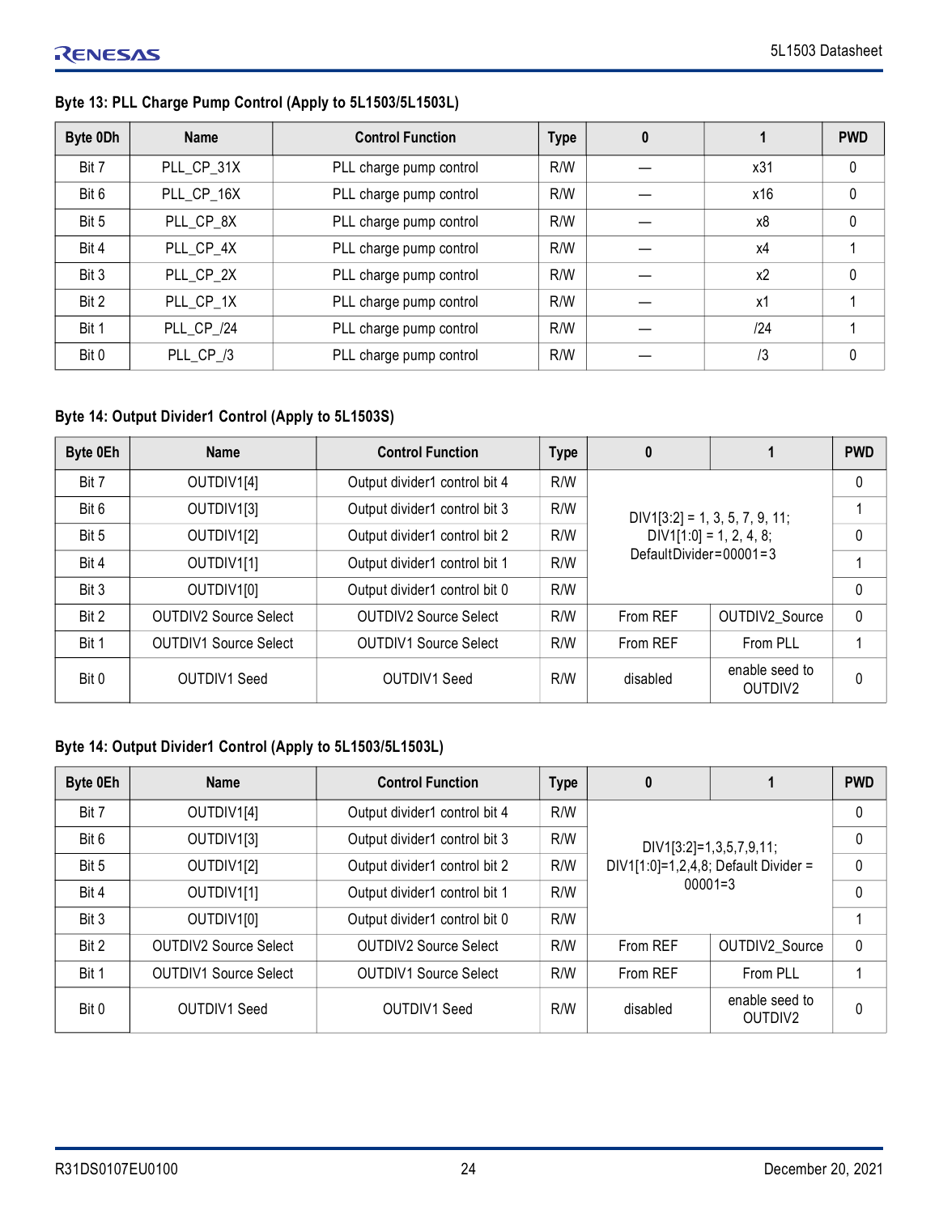**Byte 13: PLL Charge Pump Control (Apply to 5L1503/5L1503L)**

| Byte 0Dh | Name | Control Function | Type | 0 | 1 | PWD |
|---|---|---|---|---|---|---|
| Bit 7 | PLL_CP_31X | PLL charge pump control | R/W | — | x31 | 0 |
| Bit 6 | PLL_CP_16X | PLL charge pump control | R/W | — | x16 | 0 |
| Bit 5 | PLL_CP_8X | PLL charge pump control | R/W | — | x8 | 0 |
| Bit 4 | PLL_CP_4X | PLL charge pump control | R/W | — | x4 | 1 |
| Bit 3 | PLL_CP_2X | PLL charge pump control | R/W | — | x2 | 0 |
| Bit 2 | PLL_CP_1X | PLL charge pump control | R/W | — | x1 | 1 |
| Bit 1 | PLL_CP_/24 | PLL charge pump control | R/W | — | /24 | 1 |
| Bit 0 | PLL_CP_/3 | PLL charge pump control | R/W | — | /3 | 0 |

**Byte 14: Output Divider1 Control (Apply to 5L1503S)**

| Byte 0Eh | Name | Control Function | Type | 0 | 1 | PWD |
|---|---|---|---|---|---|---|
| Bit 7 | OUTDIV1[4] | Output divider1 control bit 4 | R/W | DIV1[3:2] = 1, 3, 5, 7, 9, 11; DIV1[1:0] = 1, 2, 4, 8; DefaultDivider=00001=3 | | 0 |
| Bit 6 | OUTDIV1[3] | Output divider1 control bit 3 | R/W | | | 1 |
| Bit 5 | OUTDIV1[2] | Output divider1 control bit 2 | R/W | | | 0 |
| Bit 4 | OUTDIV1[1] | Output divider1 control bit 1 | R/W | | | 1 |
| Bit 3 | OUTDIV1[0] | Output divider1 control bit 0 | R/W | | | 0 |
| Bit 2 | OUTDIV2 Source Select | OUTDIV2 Source Select | R/W | From REF | OUTDIV2_Source | 0 |
| Bit 1 | OUTDIV1 Source Select | OUTDIV1 Source Select | R/W | From REF | From PLL | 1 |
| Bit 0 | OUTDIV1 Seed | OUTDIV1 Seed | R/W | disabled | enable seed to OUTDIV2 | 0 |

**Byte 14: Output Divider1 Control (Apply to 5L1503/5L1503L)**

| Byte 0Eh | Name | Control Function | Type | 0 | 1 | PWD |
|---|---|---|---|---|---|---|
| Bit 7 | OUTDIV1[4] | Output divider1 control bit 4 | R/W | DIV1[3:2]=1,3,5,7,9,11; DIV1[1:0]=1,2,4,8; Default Divider = 00001=3 | | 0 |
| Bit 6 | OUTDIV1[3] | Output divider1 control bit 3 | R/W | | | 0 |
| Bit 5 | OUTDIV1[2] | Output divider1 control bit 2 | R/W | | | 0 |
| Bit 4 | OUTDIV1[1] | Output divider1 control bit 1 | R/W | | | 0 |
| Bit 3 | OUTDIV1[0] | Output divider1 control bit 0 | R/W | | | 1 |
| Bit 2 | OUTDIV2 Source Select | OUTDIV2 Source Select | R/W | From REF | OUTDIV2_Source | 0 |
| Bit 1 | OUTDIV1 Source Select | OUTDIV1 Source Select | R/W | From REF | From PLL | 1 |
| Bit 0 | OUTDIV1 Seed | OUTDIV1 Seed | R/W | disabled | enable seed to OUTDIV2 | 0 |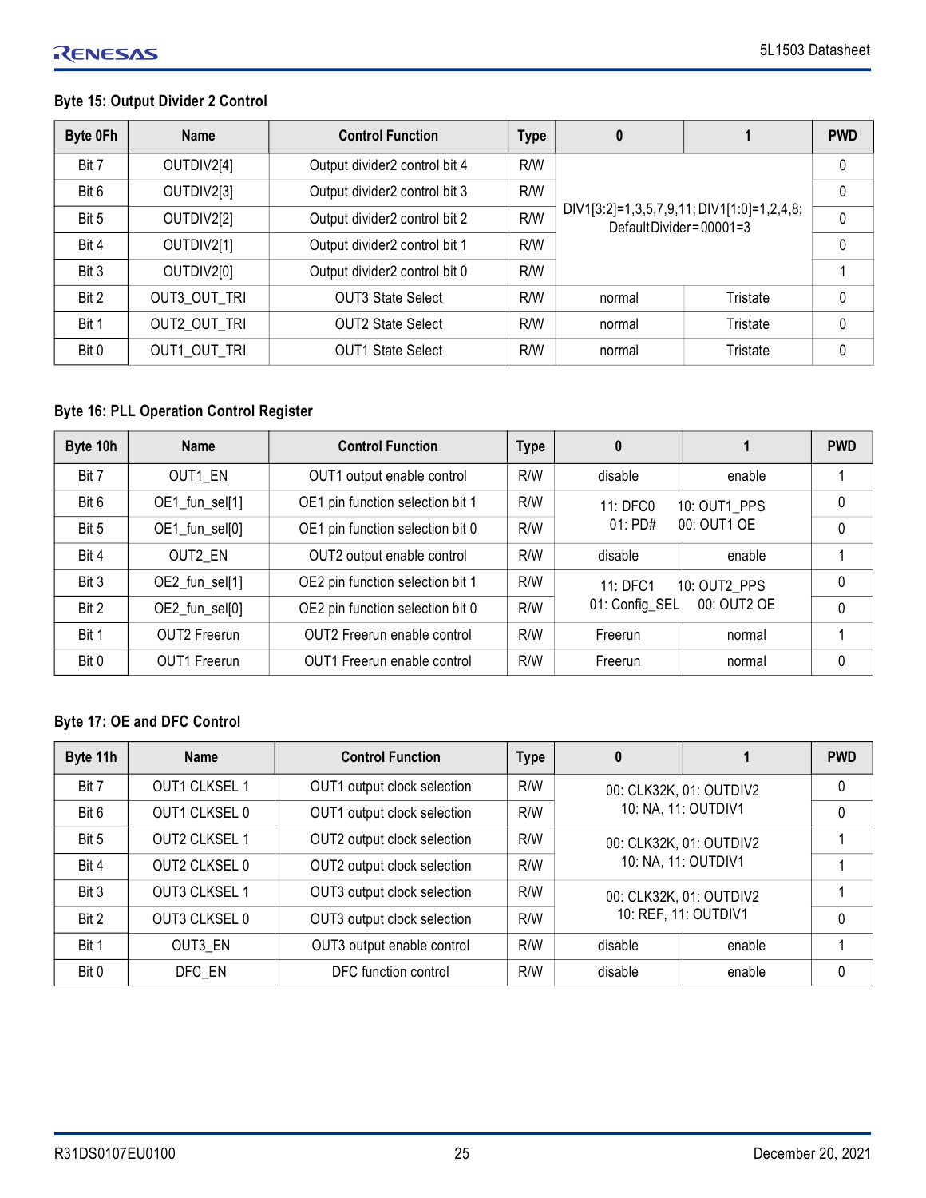#### Byte 15: Output Divider 2 Control

| Byte 0Fh | Name | Control Function | Type | 0 | 1 | PWD |
|---|---|---|---|---|---|---|
| Bit 7 | OUTDIV2[4] | Output divider2 control bit 4 | R/W | DIV1[3:2]=1,3,5,7,9,11; DIV1[1:0]=1,2,4,8; DefaultDivider=00001=3 | | 0 |
| Bit 6 | OUTDIV2[3] | Output divider2 control bit 3 | R/W | | | 0 |
| Bit 5 | OUTDIV2[2] | Output divider2 control bit 2 | R/W | | | 0 |
| Bit 4 | OUTDIV2[1] | Output divider2 control bit 1 | R/W | | | 0 |
| Bit 3 | OUTDIV2[0] | Output divider2 control bit 0 | R/W | | | 1 |
| Bit 2 | OUT3_OUT_TRI | OUT3 State Select | R/W | normal | Tristate | 0 |
| Bit 1 | OUT2_OUT_TRI | OUT2 State Select | R/W | normal | Tristate | 0 |
| Bit 0 | OUT1_OUT_TRI | OUT1 State Select | R/W | normal | Tristate | 0 |

#### Byte 16: PLL Operation Control Register

| Byte 10h | Name | Control Function | Type | 0 | 1 | PWD |
|---|---|---|---|---|---|---|
| Bit 7 | OUT1_EN | OUT1 output enable control | R/W | disable | enable | 1 |
| Bit 6 | OE1_fun_sel[1] | OE1 pin function selection bit 1 | R/W | 11: DFC0 01: PD# | 10: OUT1_PPS 00: OUT1 OE | 0 |
| Bit 5 | OE1_fun_sel[0] | OE1 pin function selection bit 0 | R/W | | | 0 |
| Bit 4 | OUT2_EN | OUT2 output enable control | R/W | disable | enable | 1 |
| Bit 3 | OE2_fun_sel[1] | OE2 pin function selection bit 1 | R/W | 11: DFC1 01: Config_SEL | 10: OUT2_PPS 00: OUT2 OE | 0 |
| Bit 2 | OE2_fun_sel[0] | OE2 pin function selection bit 0 | R/W | | | 0 |
| Bit 1 | OUT2 Freerun | OUT2 Freerun enable control | R/W | Freerun | normal | 1 |
| Bit 0 | OUT1 Freerun | OUT1 Freerun enable control | R/W | Freerun | normal | 0 |

#### Byte 17: OE and DFC Control

| Byte 11h | Name | Control Function | Type | 0 | 1 | PWD |
|---|---|---|---|---|---|---|
| Bit 7 | OUT1 CLKSEL 1 | OUT1 output clock selection | R/W | 00: CLK32K, 01: OUTDIV2 10: NA, 11: OUTDIV1 | | 0 |
| Bit 6 | OUT1 CLKSEL 0 | OUT1 output clock selection | R/W | | | 0 |
| Bit 5 | OUT2 CLKSEL 1 | OUT2 output clock selection | R/W | 00: CLK32K, 01: OUTDIV2 10: NA, 11: OUTDIV1 | | 1 |
| Bit 4 | OUT2 CLKSEL 0 | OUT2 output clock selection | R/W | | | 1 |
| Bit 3 | OUT3 CLKSEL 1 | OUT3 output clock selection | R/W | 00: CLK32K, 01: OUTDIV2 10: REF, 11: OUTDIV1 | | 1 |
| Bit 2 | OUT3 CLKSEL 0 | OUT3 output clock selection | R/W | | | 0 |
| Bit 1 | OUT3_EN | OUT3 output enable control | R/W | disable | enable | 1 |
| Bit 0 | DFC_EN | DFC function control | R/W | disable | enable | 0 |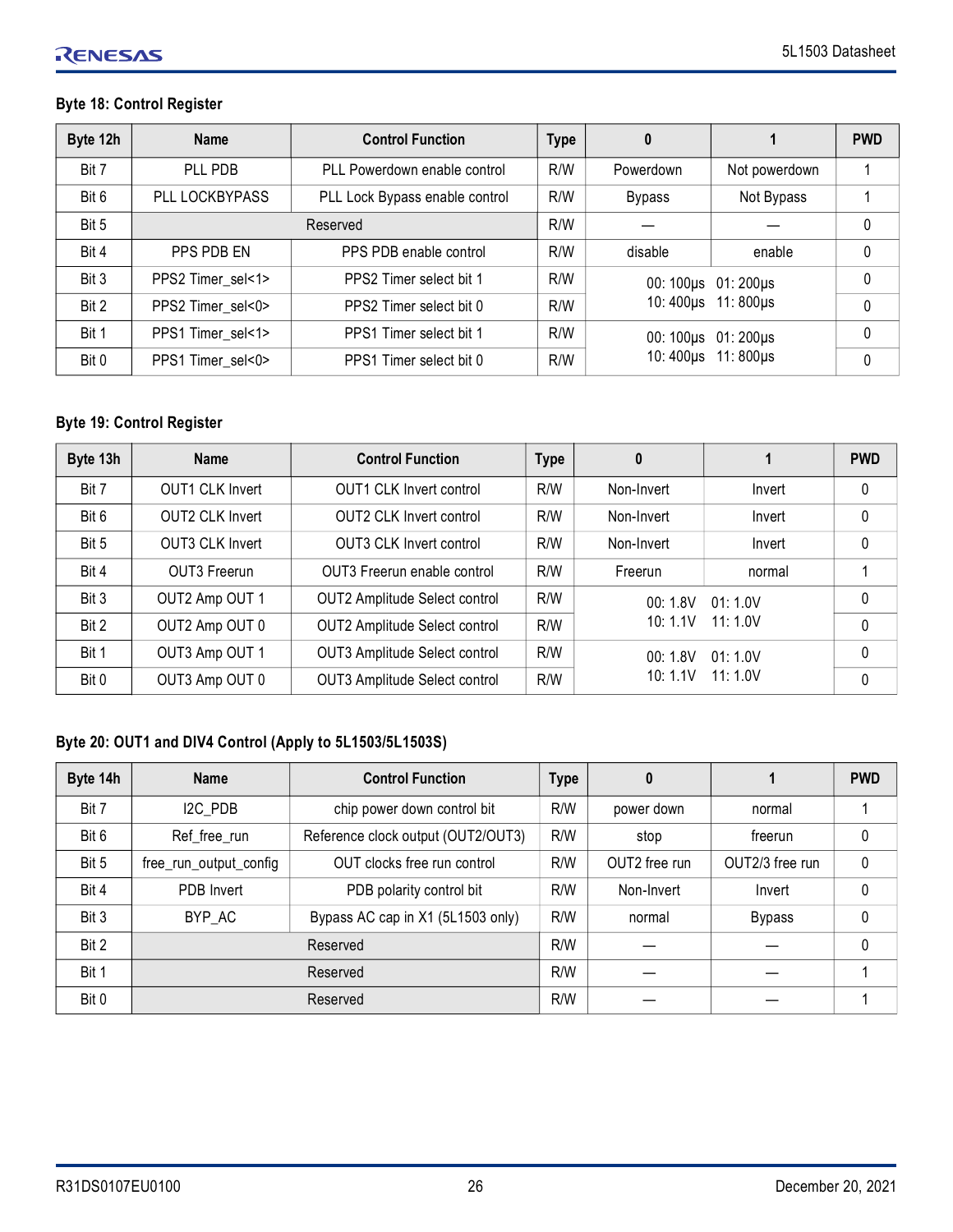#### Byte 18: Control Register

| Byte 12h | Name | Control Function | Type | 0 | 1 | PWD |
|---|---|---|---|---|---|---|
| Bit 7 | PLL PDB | PLL Powerdown enable control | R/W | Powerdown | Not powerdown | 1 |
| Bit 6 | PLL LOCKBYPASS | PLL Lock Bypass enable control | R/W | Bypass | Not Bypass | 1 |
| Bit 5 | Reserved | | R/W | — | — | 0 |
| Bit 4 | PPS PDB EN | PPS PDB enable control | R/W | disable | enable | 0 |
| Bit 3 | PPS2 Timer_sel<1> | PPS2 Timer select bit 1 | R/W | 00: 100µs 01: 200µs 10: 400µs 11: 800µs | | 0 |
| Bit 2 | PPS2 Timer_sel<0> | PPS2 Timer select bit 0 | R/W | | | 0 |
| Bit 1 | PPS1 Timer_sel<1> | PPS1 Timer select bit 1 | R/W | 00: 100µs 01: 200µs 10: 400µs 11: 800µs | | 0 |
| Bit 0 | PPS1 Timer_sel<0> | PPS1 Timer select bit 0 | R/W | | | 0 |

#### Byte 19: Control Register

| Byte 13h | Name | Control Function | Type | 0 | 1 | PWD |
|---|---|---|---|---|---|---|
| Bit 7 | OUT1 CLK Invert | OUT1 CLK Invert control | R/W | Non-Invert | Invert | 0 |
| Bit 6 | OUT2 CLK Invert | OUT2 CLK Invert control | R/W | Non-Invert | Invert | 0 |
| Bit 5 | OUT3 CLK Invert | OUT3 CLK Invert control | R/W | Non-Invert | Invert | 0 |
| Bit 4 | OUT3 Freerun | OUT3 Freerun enable control | R/W | Freerun | normal | 1 |
| Bit 3 | OUT2 Amp OUT 1 | OUT2 Amplitude Select control | R/W | 00: 1.8V 01: 1.0V 10: 1.1V 11: 1.0V | | 0 |
| Bit 2 | OUT2 Amp OUT 0 | OUT2 Amplitude Select control | R/W | | | 0 |
| Bit 1 | OUT3 Amp OUT 1 | OUT3 Amplitude Select control | R/W | 00: 1.8V 01: 1.0V 10: 1.1V 11: 1.0V | | 0 |
| Bit 0 | OUT3 Amp OUT 0 | OUT3 Amplitude Select control | R/W | | | 0 |

#### Byte 20: OUT1 and DIV4 Control (Apply to 5L1503/5L1503S)

| Byte 14h | Name | Control Function | Type | 0 | 1 | PWD |
|---|---|---|---|---|---|---|
| Bit 7 | I2C_PDB | chip power down control bit | R/W | power down | normal | 1 |
| Bit 6 | Ref_free_run | Reference clock output (OUT2/OUT3) | R/W | stop | freerun | 0 |
| Bit 5 | free_run_output_config | OUT clocks free run control | R/W | OUT2 free run | OUT2/3 free run | 0 |
| Bit 4 | PDB Invert | PDB polarity control bit | R/W | Non-Invert | Invert | 0 |
| Bit 3 | BYP_AC | Bypass AC cap in X1 (5L1503 only) | R/W | normal | Bypass | 0 |
| Bit 2 | Reserved | | R/W | — | — | 0 |
| Bit 1 | Reserved | | R/W | — | — | 1 |
| Bit 0 | Reserved | | R/W | — | — | 1 |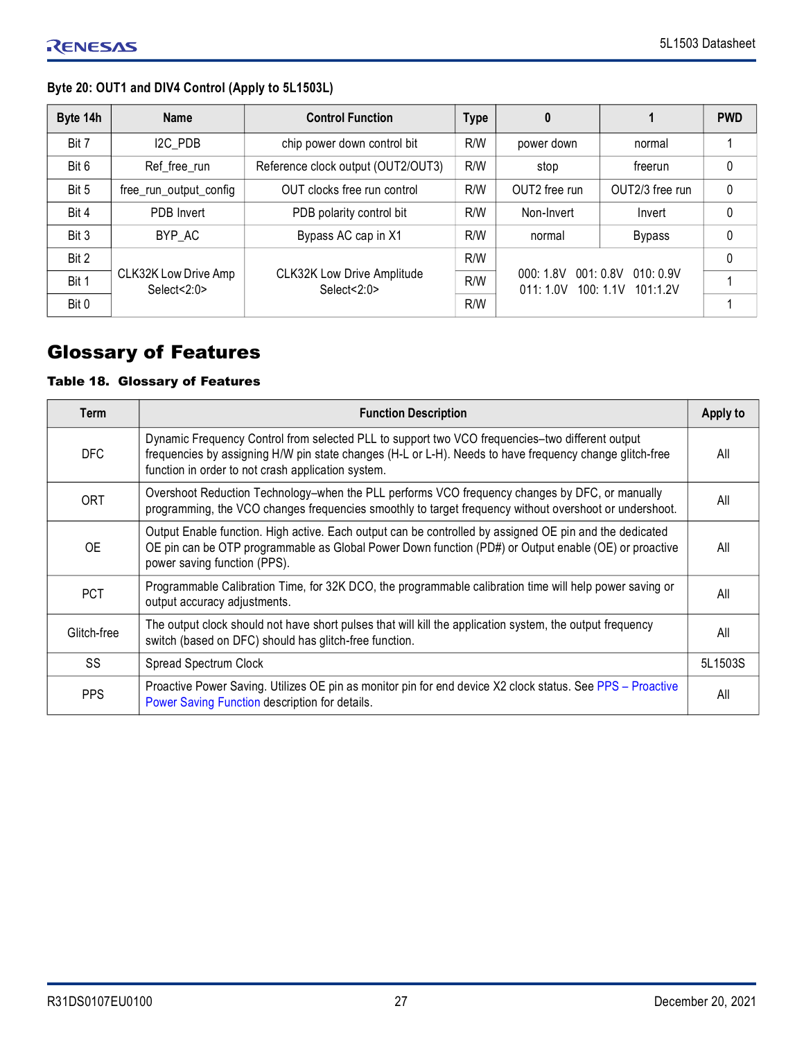**Byte 20: OUT1 and DIV4 Control (Apply to 5L1503L)**

| Byte 14h | Name | Control Function | Type | 0 | 1 | PWD |
|---|---|---|---|---|---|---|
| Bit 7 | I2C_PDB | chip power down control bit | R/W | power down | normal | 1 |
| Bit 6 | Ref_free_run | Reference clock output (OUT2/OUT3) | R/W | stop | freerun | 0 |
| Bit 5 | free_run_output_config | OUT clocks free run control | R/W | OUT2 free run | OUT2/3 free run | 0 |
| Bit 4 | PDB Invert | PDB polarity control bit | R/W | Non-Invert | Invert | 0 |
| Bit 3 | BYP_AC | Bypass AC cap in X1 | R/W | normal | Bypass | 0 |
| Bit 2 | CLK32K Low Drive Amp Select<2:0> | CLK32K Low Drive Amplitude Select<2:0> | R/W | 000: 1.8V 001: 0.8V 010: 0.9V 011: 1.0V 100: 1.1V 101:1.2V | | 0 |
| Bit 1 | | | R/W | | | 1 |
| Bit 0 | | | R/W | | | 1 |

# Glossary of Features

**Table 18. Glossary of Features**

| Term | Function Description | Apply to |
|---|---|---|
| DFC | Dynamic Frequency Control from selected PLL to support two VCO frequencies–two different output frequencies by assigning H/W pin state changes (H-L or L-H). Needs to have frequency change glitch-free function in order to not crash application system. | All |
| ORT | Overshoot Reduction Technology–when the PLL performs VCO frequency changes by DFC, or manually programming, the VCO changes frequencies smoothly to target frequency without overshoot or undershoot. | All |
| OE | Output Enable function. High active. Each output can be controlled by assigned OE pin and the dedicated OE pin can be OTP programmable as Global Power Down function (PD#) or Output enable (OE) or proactive power saving function (PPS). | All |
| PCT | Programmable Calibration Time, for 32K DCO, the programmable calibration time will help power saving or output accuracy adjustments. | All |
| Glitch-free | The output clock should not have short pulses that will kill the application system, the output frequency switch (based on DFC) should has glitch-free function. | All |
| SS | Spread Spectrum Clock | 5L1503S |
| PPS | Proactive Power Saving. Utilizes OE pin as monitor pin for end device X2 clock status. See PPS – Proactive Power Saving Function description for details. | All |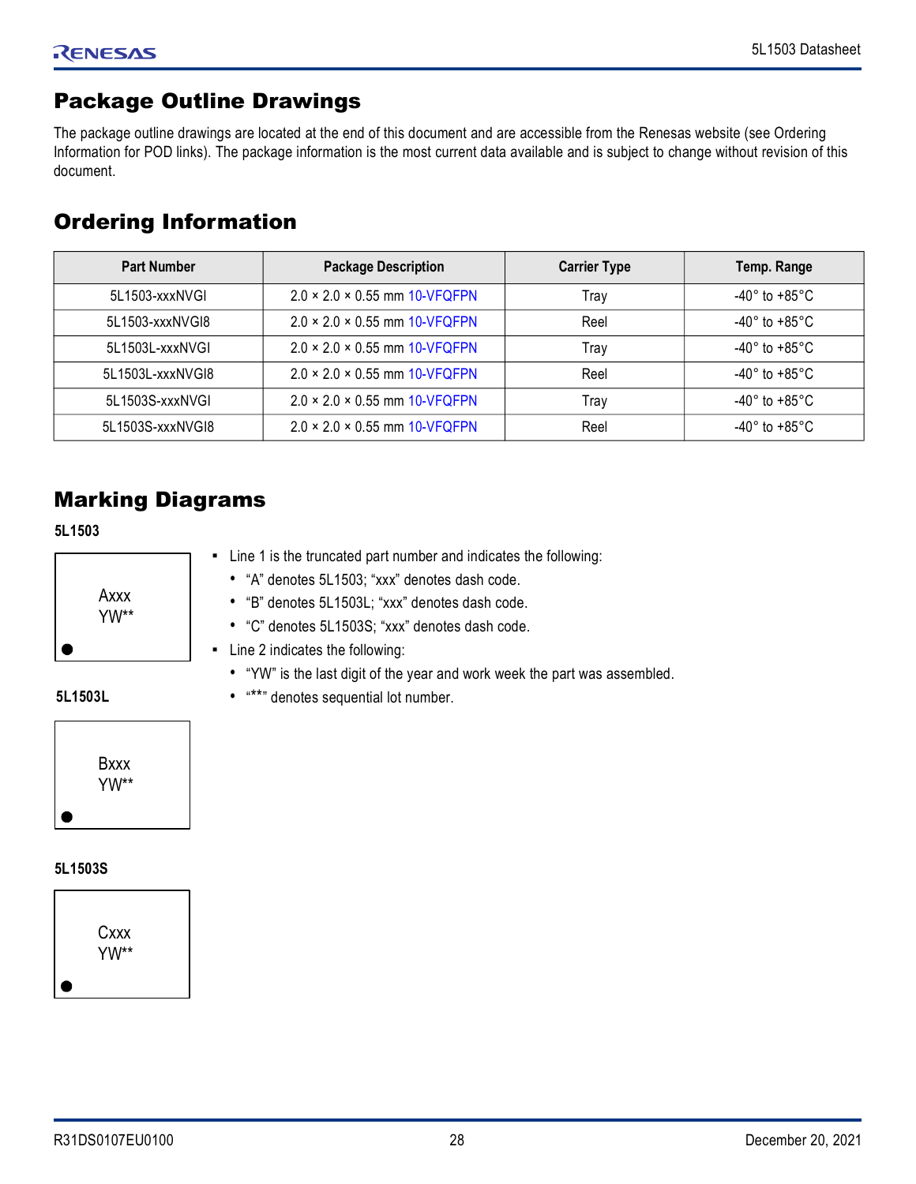## Package Outline Drawings

The package outline drawings are located at the end of this document and are accessible from the Renesas website (see Ordering Information for POD links). The package information is the most current data available and is subject to change without revision of this document.

## Ordering Information

| Part Number | Package Description | Carrier Type | Temp. Range |
|---|---|---|---|
| 5L1503-xxxNVGI | 2.0 × 2.0 × 0.55 mm 10-VFQFPN | Tray | -40° to +85°C |
| 5L1503-xxxNVGI8 | 2.0 × 2.0 × 0.55 mm 10-VFQFPN | Reel | -40° to +85°C |
| 5L1503L-xxxNVGI | 2.0 × 2.0 × 0.55 mm 10-VFQFPN | Tray | -40° to +85°C |
| 5L1503L-xxxNVGI8 | 2.0 × 2.0 × 0.55 mm 10-VFQFPN | Reel | -40° to +85°C |
| 5L1503S-xxxNVGI | 2.0 × 2.0 × 0.55 mm 10-VFQFPN | Tray | -40° to +85°C |
| 5L1503S-xxxNVGI8 | 2.0 × 2.0 × 0.55 mm 10-VFQFPN | Reel | -40° to +85°C |

## Marking Diagrams

**5L1503**

Axxx
YW**

**5L1503L**

Bxxx
YW**

**5L1503S**

Cxxx
YW**

- Line 1 is the truncated part number and indicates the following:
  - "A" denotes 5L1503; "xxx" denotes dash code.
  - "B" denotes 5L1503L; "xxx" denotes dash code.
  - "C" denotes 5L1503S; "xxx" denotes dash code.
- Line 2 indicates the following:
  - "YW" is the last digit of the year and work week the part was assembled.
  - "**" denotes sequential lot number.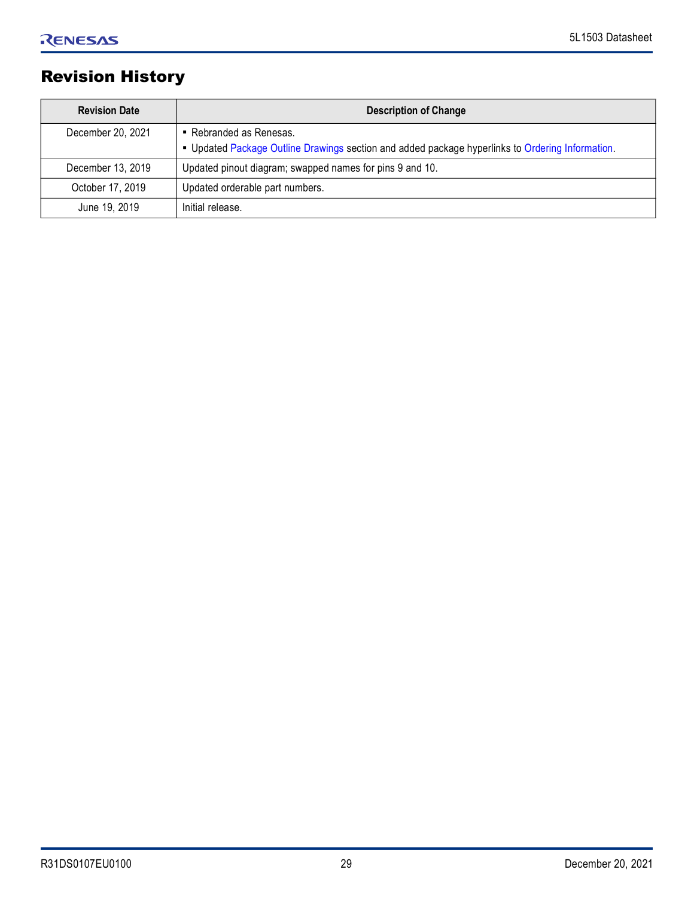# Revision History

| Revision Date | Description of Change |
|---|---|
| December 20, 2021 | ▪ Rebranded as Renesas.<br>▪ Updated Package Outline Drawings section and added package hyperlinks to Ordering Information. |
| December 13, 2019 | Updated pinout diagram; swapped names for pins 9 and 10. |
| October 17, 2019 | Updated orderable part numbers. |
| June 19, 2019 | Initial release. |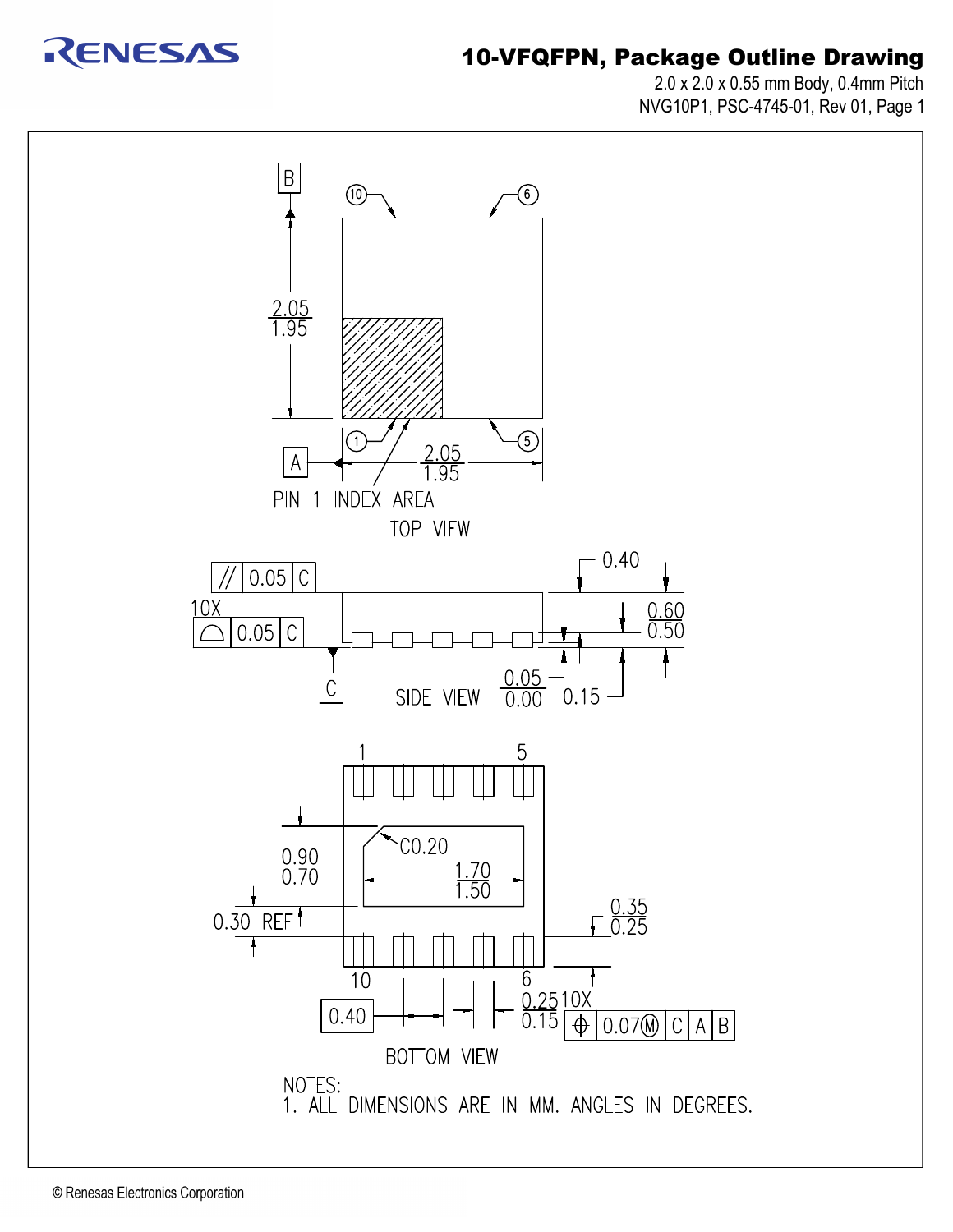## 10-VFQFPN, Package Outline Drawing

2.0 x 2.0 x 0.55 mm Body, 0.4mm Pitch
NVG10P1, PSC-4745-01, Rev 01, Page 1

B

10 6

2.05
1.95

1 5

A

2.05
1.95

PIN 1 INDEX AREA

TOP VIEW

// 0.05 C

0.40

10X
⌓ 0.05 C

0.60
0.50

C

SIDE VIEW

0.05
0.00

0.15

1 5

C0.20

0.90
0.70

1.70
1.50

0.30 REF

0.35
0.25

10 6

0.40

0.25
0.15

10X
⌖ 0.07Ⓜ C A B

BOTTOM VIEW

NOTES:
1. ALL DIMENSIONS ARE IN MM. ANGLES IN DEGREES.

© Renesas Electronics Corporation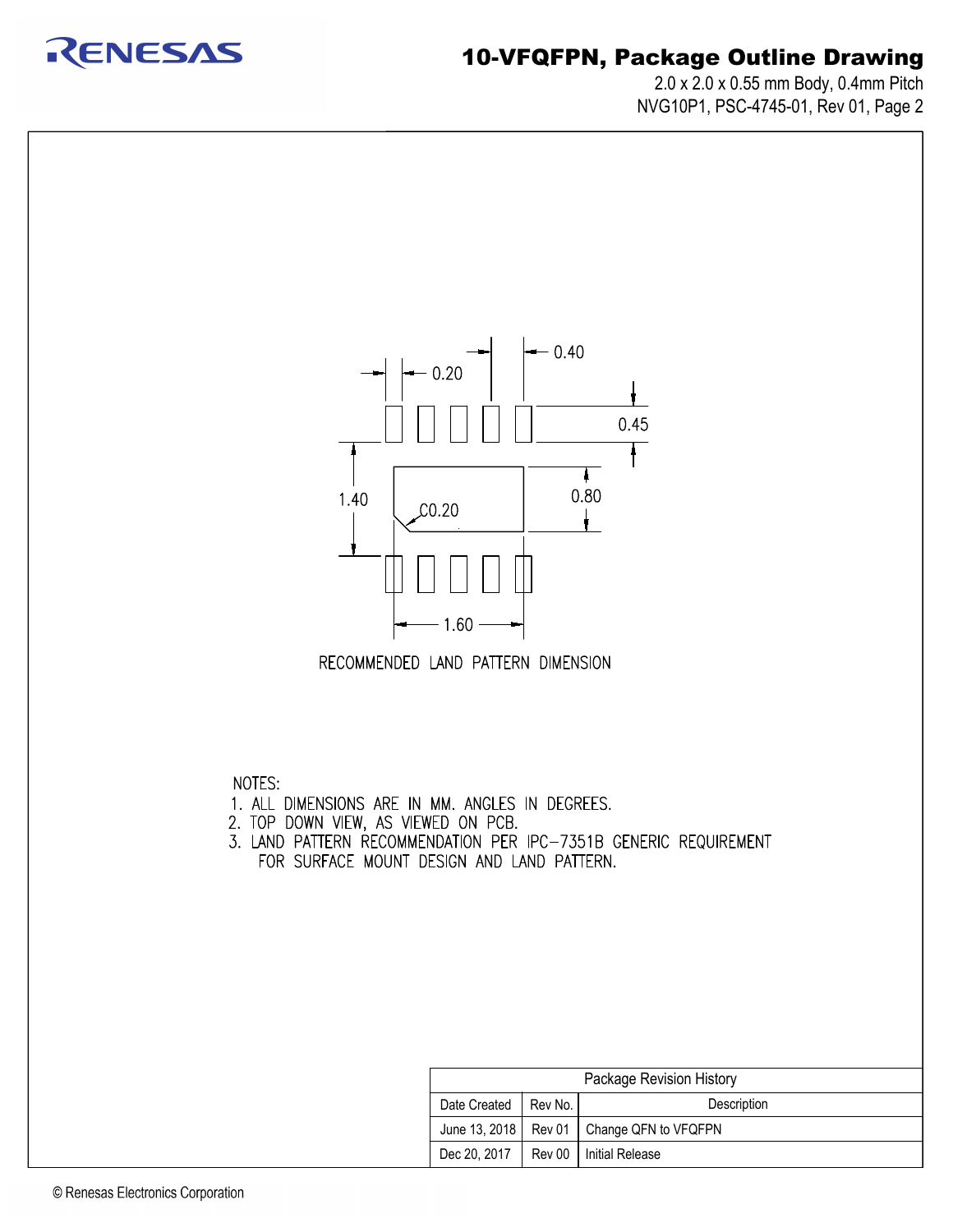# 10-VFQFPN, Package Outline Drawing

2.0 x 2.0 x 0.55 mm Body, 0.4mm Pitch
NVG10P1, PSC-4745-01, Rev 01, Page 2

0.20
0.40
0.45
1.40
C0.20
0.80
1.60

RECOMMENDED LAND PATTERN DIMENSION

NOTES:

1. ALL DIMENSIONS ARE IN MM. ANGLES IN DEGREES.
2. TOP DOWN VIEW, AS VIEWED ON PCB.
3. LAND PATTERN RECOMMENDATION PER IPC-7351B GENERIC REQUIREMENT FOR SURFACE MOUNT DESIGN AND LAND PATTERN.

| Package Revision History | | |
|---|---|---|
| Date Created | Rev No. | Description |
| June 13, 2018 | Rev 01 | Change QFN to VFQFPN |
| Dec 20, 2017 | Rev 00 | Initial Release |

© Renesas Electronics Corporation